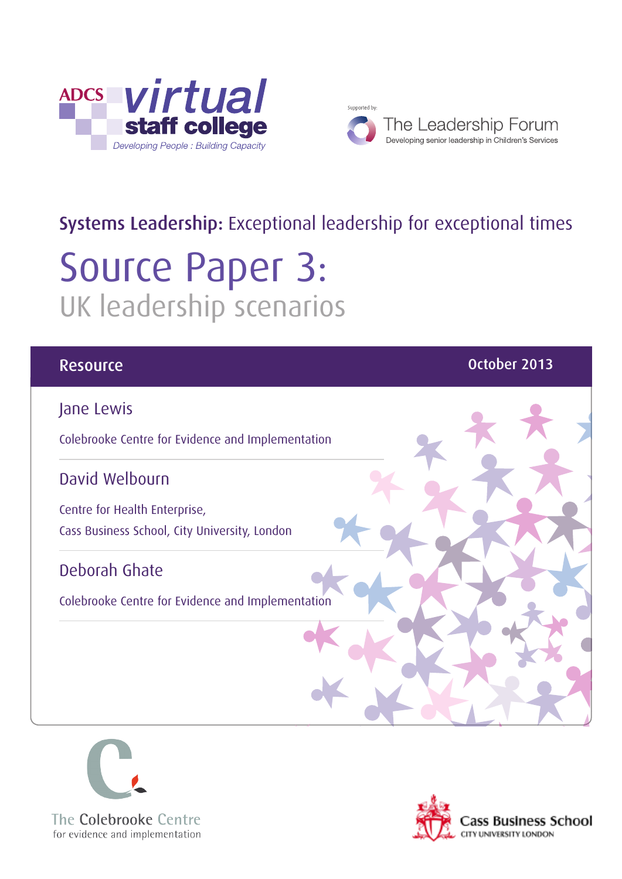ADCS virtual staff college
Developing People : Building Capacity

Supported by:
The Leadership Forum
Developing senior leadership in Children's Services

**Systems Leadership:** Exceptional leadership for exceptional times

# Source Paper 3:

## UK leadership scenarios

Resource

October 2013

Jane Lewis

Colebrooke Centre for Evidence and Implementation

David Welbourn

Centre for Health Enterprise,
Cass Business School, City University, London

Deborah Ghate

Colebrooke Centre for Evidence and Implementation

The Colebrooke Centre
for evidence and implementation

Cass Business School
CITY UNIVERSITY LONDON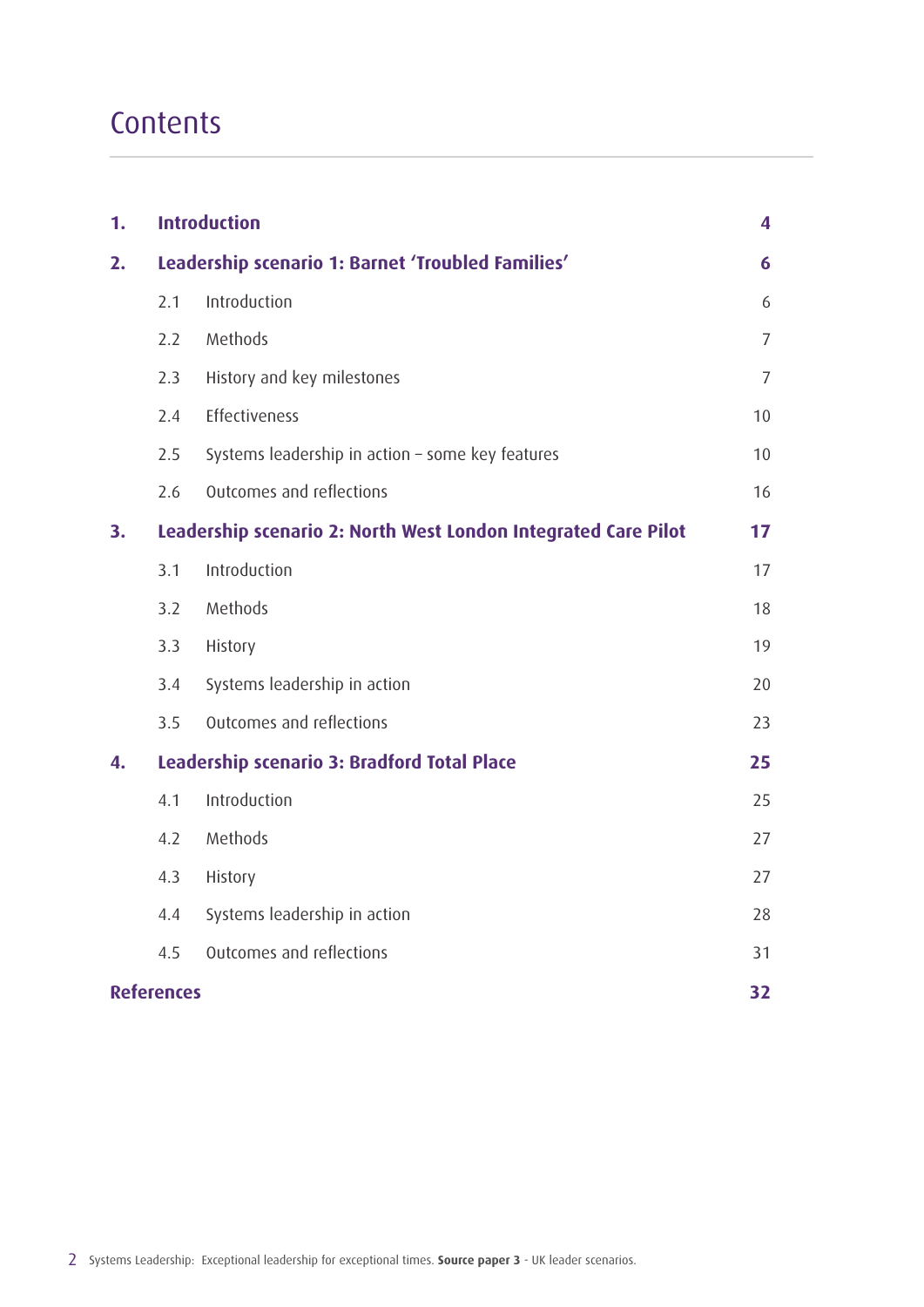# Contents

| | | | |
|---|---|---|---|
| **1.** | **Introduction** | | **4** |
| **2.** | **Leadership scenario 1: Barnet 'Troubled Families'** | | **6** |
| | 2.1 | Introduction | 6 |
| | 2.2 | Methods | 7 |
| | 2.3 | History and key milestones | 7 |
| | 2.4 | Effectiveness | 10 |
| | 2.5 | Systems leadership in action – some key features | 10 |
| | 2.6 | Outcomes and reflections | 16 |
| **3.** | **Leadership scenario 2: North West London Integrated Care Pilot** | | **17** |
| | 3.1 | Introduction | 17 |
| | 3.2 | Methods | 18 |
| | 3.3 | History | 19 |
| | 3.4 | Systems leadership in action | 20 |
| | 3.5 | Outcomes and reflections | 23 |
| **4.** | **Leadership scenario 3: Bradford Total Place** | | **25** |
| | 4.1 | Introduction | 25 |
| | 4.2 | Methods | 27 |
| | 4.3 | History | 27 |
| | 4.4 | Systems leadership in action | 28 |
| | 4.5 | Outcomes and reflections | 31 |
| **References** | | | **32** |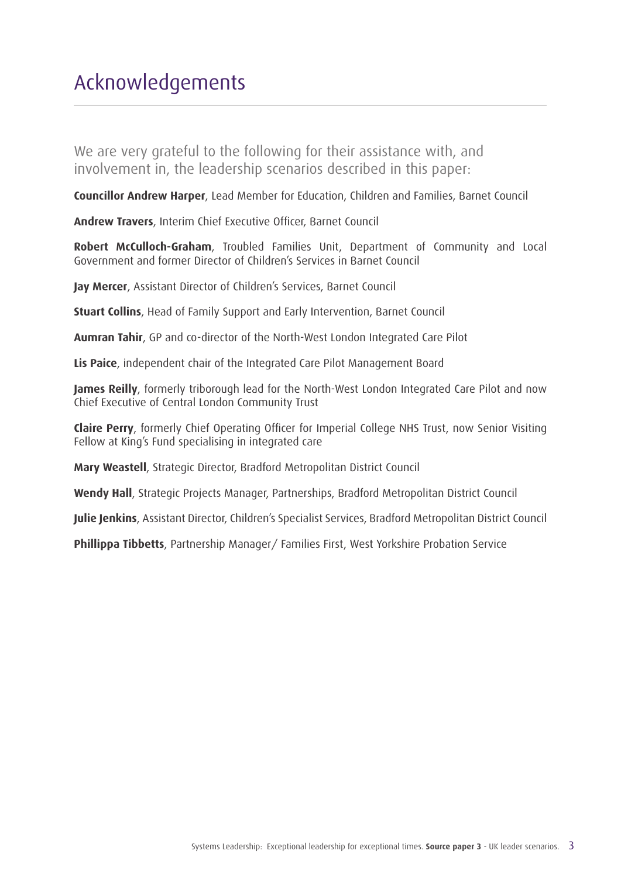# Acknowledgements

We are very grateful to the following for their assistance with, and involvement in, the leadership scenarios described in this paper:

**Councillor Andrew Harper**, Lead Member for Education, Children and Families, Barnet Council

**Andrew Travers**, Interim Chief Executive Officer, Barnet Council

**Robert McCulloch-Graham**, Troubled Families Unit, Department of Community and Local Government and former Director of Children's Services in Barnet Council

**Jay Mercer**, Assistant Director of Children's Services, Barnet Council

**Stuart Collins**, Head of Family Support and Early Intervention, Barnet Council

**Aumran Tahir**, GP and co-director of the North-West London Integrated Care Pilot

**Lis Paice**, independent chair of the Integrated Care Pilot Management Board

**James Reilly**, formerly triborough lead for the North-West London Integrated Care Pilot and now Chief Executive of Central London Community Trust

**Claire Perry**, formerly Chief Operating Officer for Imperial College NHS Trust, now Senior Visiting Fellow at King's Fund specialising in integrated care

**Mary Weastell**, Strategic Director, Bradford Metropolitan District Council

**Wendy Hall**, Strategic Projects Manager, Partnerships, Bradford Metropolitan District Council

**Julie Jenkins**, Assistant Director, Children's Specialist Services, Bradford Metropolitan District Council

**Phillippa Tibbetts**, Partnership Manager/ Families First, West Yorkshire Probation Service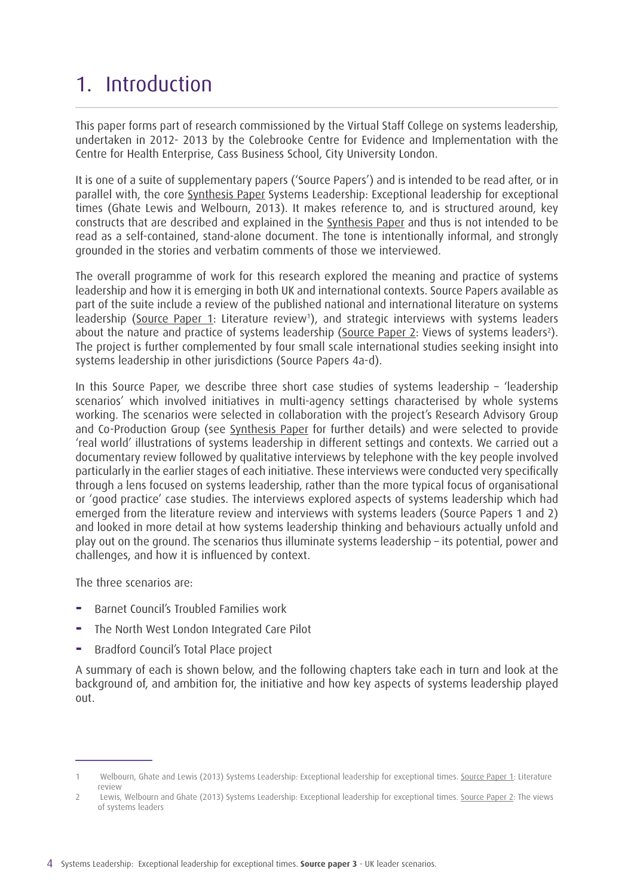# 1. Introduction

This paper forms part of research commissioned by the Virtual Staff College on systems leadership, undertaken in 2012- 2013 by the Colebrooke Centre for Evidence and Implementation with the Centre for Health Enterprise, Cass Business School, City University London.

It is one of a suite of supplementary papers ('Source Papers') and is intended to be read after, or in parallel with, the core Synthesis Paper Systems Leadership: Exceptional leadership for exceptional times (Ghate Lewis and Welbourn, 2013). It makes reference to, and is structured around, key constructs that are described and explained in the Synthesis Paper and thus is not intended to be read as a self-contained, stand-alone document. The tone is intentionally informal, and strongly grounded in the stories and verbatim comments of those we interviewed.

The overall programme of work for this research explored the meaning and practice of systems leadership and how it is emerging in both UK and international contexts. Source Papers available as part of the suite include a review of the published national and international literature on systems leadership (Source Paper 1: Literature review[1]), and strategic interviews with systems leaders about the nature and practice of systems leadership (Source Paper 2: Views of systems leaders[2]). The project is further complemented by four small scale international studies seeking insight into systems leadership in other jurisdictions (Source Papers 4a-d).

In this Source Paper, we describe three short case studies of systems leadership – 'leadership scenarios' which involved initiatives in multi-agency settings characterised by whole systems working. The scenarios were selected in collaboration with the project's Research Advisory Group and Co-Production Group (see Synthesis Paper for further details) and were selected to provide 'real world' illustrations of systems leadership in different settings and contexts. We carried out a documentary review followed by qualitative interviews by telephone with the key people involved particularly in the earlier stages of each initiative. These interviews were conducted very specifically through a lens focused on systems leadership, rather than the more typical focus of organisational or 'good practice' case studies. The interviews explored aspects of systems leadership which had emerged from the literature review and interviews with systems leaders (Source Papers 1 and 2) and looked in more detail at how systems leadership thinking and behaviours actually unfold and play out on the ground. The scenarios thus illuminate systems leadership – its potential, power and challenges, and how it is influenced by context.

The three scenarios are:

- Barnet Council's Troubled Families work
- The North West London Integrated Care Pilot
- Bradford Council's Total Place project

A summary of each is shown below, and the following chapters take each in turn and look at the background of, and ambition for, the initiative and how key aspects of systems leadership played out.

---

1 Welbourn, Ghate and Lewis (2013) Systems Leadership: Exceptional leadership for exceptional times. Source Paper 1: Literature review

2 Lewis, Welbourn and Ghate (2013) Systems Leadership: Exceptional leadership for exceptional times. Source Paper 2: The views of systems leaders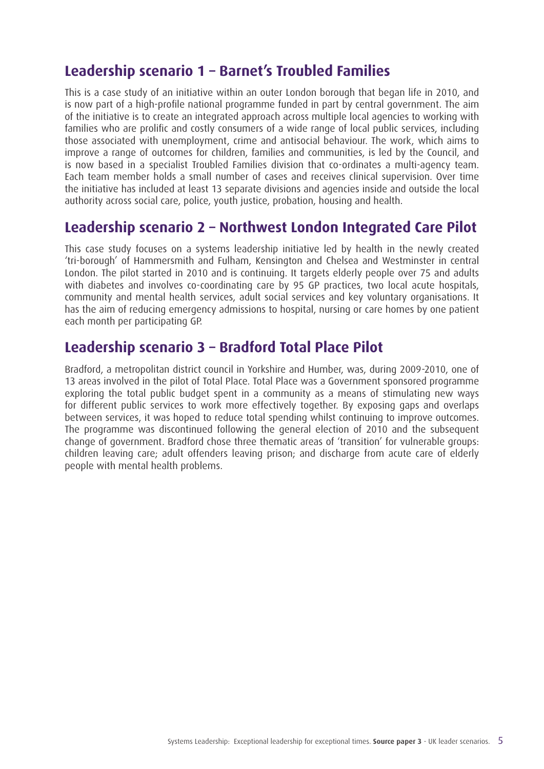## Leadership scenario 1 – Barnet's Troubled Families

This is a case study of an initiative within an outer London borough that began life in 2010, and is now part of a high-profile national programme funded in part by central government. The aim of the initiative is to create an integrated approach across multiple local agencies to working with families who are prolific and costly consumers of a wide range of local public services, including those associated with unemployment, crime and antisocial behaviour. The work, which aims to improve a range of outcomes for children, families and communities, is led by the Council, and is now based in a specialist Troubled Families division that co-ordinates a multi-agency team. Each team member holds a small number of cases and receives clinical supervision. Over time the initiative has included at least 13 separate divisions and agencies inside and outside the local authority across social care, police, youth justice, probation, housing and health.

## Leadership scenario 2 – Northwest London Integrated Care Pilot

This case study focuses on a systems leadership initiative led by health in the newly created 'tri-borough' of Hammersmith and Fulham, Kensington and Chelsea and Westminster in central London. The pilot started in 2010 and is continuing. It targets elderly people over 75 and adults with diabetes and involves co-coordinating care by 95 GP practices, two local acute hospitals, community and mental health services, adult social services and key voluntary organisations. It has the aim of reducing emergency admissions to hospital, nursing or care homes by one patient each month per participating GP.

## Leadership scenario 3 – Bradford Total Place Pilot

Bradford, a metropolitan district council in Yorkshire and Humber, was, during 2009-2010, one of 13 areas involved in the pilot of Total Place. Total Place was a Government sponsored programme exploring the total public budget spent in a community as a means of stimulating new ways for different public services to work more effectively together. By exposing gaps and overlaps between services, it was hoped to reduce total spending whilst continuing to improve outcomes. The programme was discontinued following the general election of 2010 and the subsequent change of government. Bradford chose three thematic areas of 'transition' for vulnerable groups: children leaving care; adult offenders leaving prison; and discharge from acute care of elderly people with mental health problems.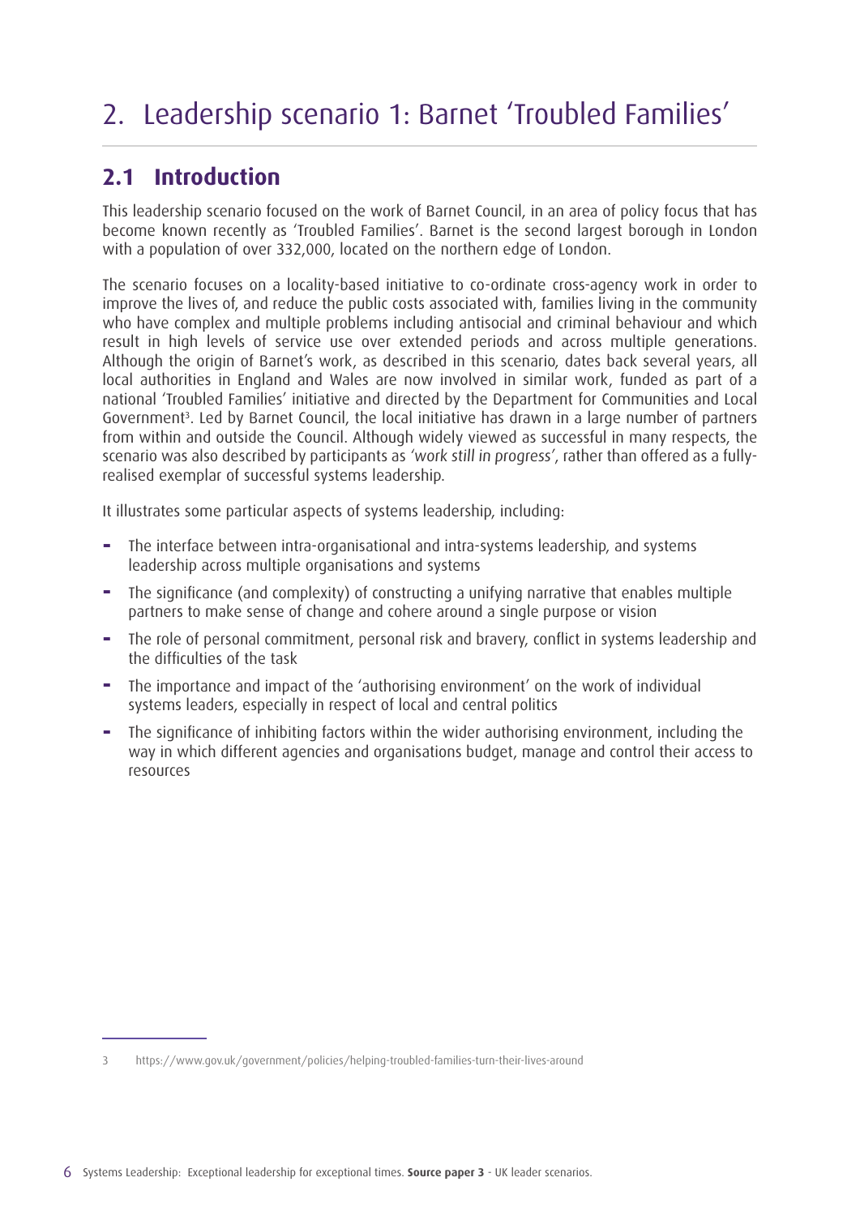# 2. Leadership scenario 1: Barnet 'Troubled Families'

## 2.1 Introduction

This leadership scenario focused on the work of Barnet Council, in an area of policy focus that has become known recently as 'Troubled Families'. Barnet is the second largest borough in London with a population of over 332,000, located on the northern edge of London.

The scenario focuses on a locality-based initiative to co-ordinate cross-agency work in order to improve the lives of, and reduce the public costs associated with, families living in the community who have complex and multiple problems including antisocial and criminal behaviour and which result in high levels of service use over extended periods and across multiple generations. Although the origin of Barnet's work, as described in this scenario, dates back several years, all local authorities in England and Wales are now involved in similar work, funded as part of a national 'Troubled Families' initiative and directed by the Department for Communities and Local Government[3]. Led by Barnet Council, the local initiative has drawn in a large number of partners from within and outside the Council. Although widely viewed as successful in many respects, the scenario was also described by participants as *'work still in progress'*, rather than offered as a fully-realised exemplar of successful systems leadership.

It illustrates some particular aspects of systems leadership, including:

- The interface between intra-organisational and intra-systems leadership, and systems leadership across multiple organisations and systems
- The significance (and complexity) of constructing a unifying narrative that enables multiple partners to make sense of change and cohere around a single purpose or vision
- The role of personal commitment, personal risk and bravery, conflict in systems leadership and the difficulties of the task
- The importance and impact of the 'authorising environment' on the work of individual systems leaders, especially in respect of local and central politics
- The significance of inhibiting factors within the wider authorising environment, including the way in which different agencies and organisations budget, manage and control their access to resources

---

3 https://www.gov.uk/government/policies/helping-troubled-families-turn-their-lives-around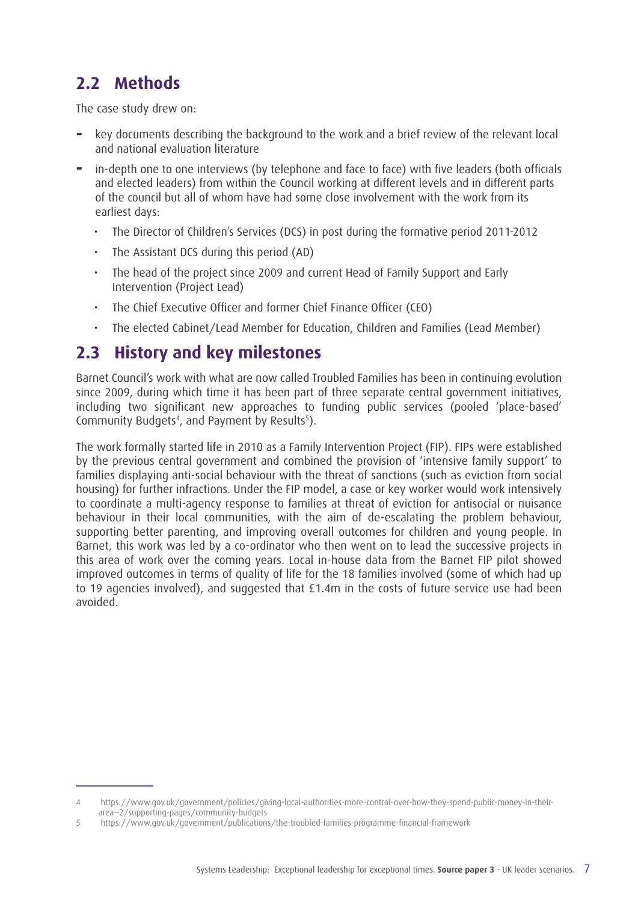## 2.2 Methods

The case study drew on:

- key documents describing the background to the work and a brief review of the relevant local and national evaluation literature
- in-depth one to one interviews (by telephone and face to face) with five leaders (both officials and elected leaders) from within the Council working at different levels and in different parts of the council but all of whom have had some close involvement with the work from its earliest days:
    - The Director of Children's Services (DCS) in post during the formative period 2011-2012
    - The Assistant DCS during this period (AD)
    - The head of the project since 2009 and current Head of Family Support and Early Intervention (Project Lead)
    - The Chief Executive Officer and former Chief Finance Officer (CEO)
    - The elected Cabinet/Lead Member for Education, Children and Families (Lead Member)

## 2.3 History and key milestones

Barnet Council's work with what are now called Troubled Families has been in continuing evolution since 2009, during which time it has been part of three separate central government initiatives, including two significant new approaches to funding public services (pooled 'place-based' Community Budgets[4], and Payment by Results[5]).

The work formally started life in 2010 as a Family Intervention Project (FIP). FIPs were established by the previous central government and combined the provision of 'intensive family support' to families displaying anti-social behaviour with the threat of sanctions (such as eviction from social housing) for further infractions. Under the FIP model, a case or key worker would work intensively to coordinate a multi-agency response to families at threat of eviction for antisocial or nuisance behaviour in their local communities, with the aim of de-escalating the problem behaviour, supporting better parenting, and improving overall outcomes for children and young people. In Barnet, this work was led by a co-ordinator who then went on to lead the successive projects in this area of work over the coming years. Local in-house data from the Barnet FIP pilot showed improved outcomes in terms of quality of life for the 18 families involved (some of which had up to 19 agencies involved), and suggested that £1.4m in the costs of future service use had been avoided.

---

4 https://www.gov.uk/government/policies/giving-local-authorities-more-control-over-how-they-spend-public-money-in-their-area--2/supporting-pages/community-budgets

5 https://www.gov.uk/government/publications/the-troubled-families-programme-financial-framework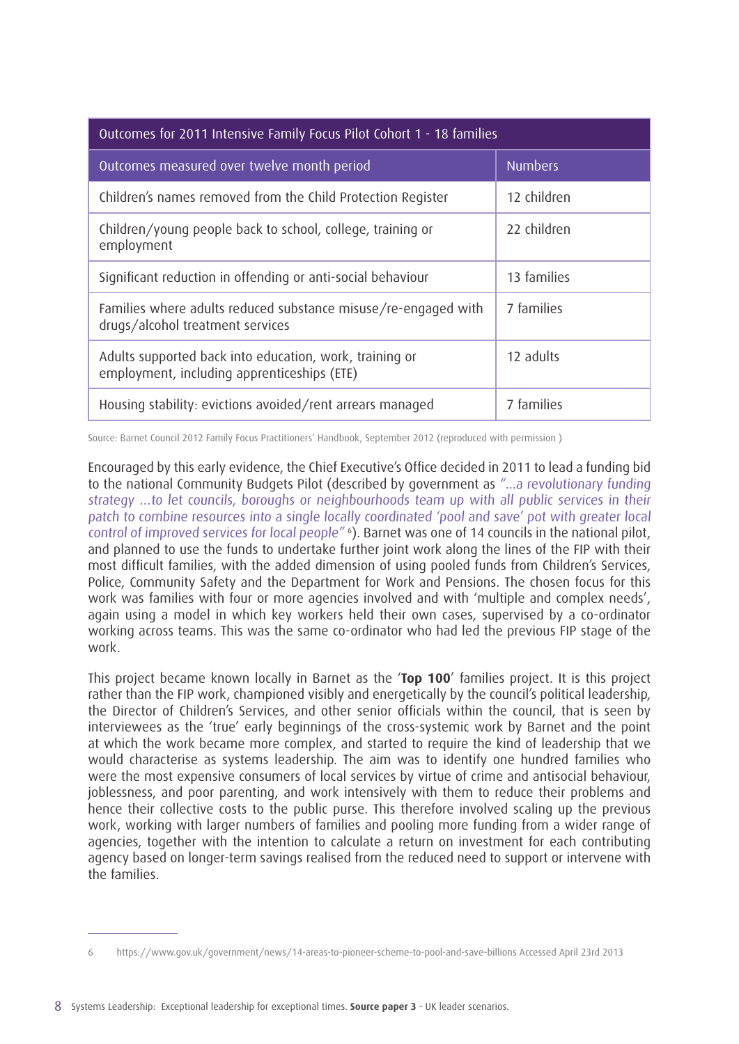| Outcomes for 2011 Intensive Family Focus Pilot Cohort 1 - 18 families | |
|---|---|
| Outcomes measured over twelve month period | Numbers |
| Children's names removed from the Child Protection Register | 12 children |
| Children/young people back to school, college, training or employment | 22 children |
| Significant reduction in offending or anti-social behaviour | 13 families |
| Families where adults reduced substance misuse/re-engaged with drugs/alcohol treatment services | 7 families |
| Adults supported back into education, work, training or employment, including apprenticeships (ETE) | 12 adults |
| Housing stability: evictions avoided/rent arrears managed | 7 families |

Source: Barnet Council 2012 Family Focus Practitioners' Handbook, September 2012 (reproduced with permission )

Encouraged by this early evidence, the Chief Executive's Office decided in 2011 to lead a funding bid to the national Community Budgets Pilot (described by government as *"...a revolutionary funding strategy ...to let councils, boroughs or neighbourhoods team up with all public services in their patch to combine resources into a single locally coordinated 'pool and save' pot with greater local control of improved services for local people"* [6]). Barnet was one of 14 councils in the national pilot, and planned to use the funds to undertake further joint work along the lines of the FIP with their most difficult families, with the added dimension of using pooled funds from Children's Services, Police, Community Safety and the Department for Work and Pensions. The chosen focus for this work was families with four or more agencies involved and with 'multiple and complex needs', again using a model in which key workers held their own cases, supervised by a co-ordinator working across teams. This was the same co-ordinator who had led the previous FIP stage of the work.

This project became known locally in Barnet as the '**Top 100**' families project. It is this project rather than the FIP work, championed visibly and energetically by the council's political leadership, the Director of Children's Services, and other senior officials within the council, that is seen by interviewees as the 'true' early beginnings of the cross-systemic work by Barnet and the point at which the work became more complex, and started to require the kind of leadership that we would characterise as systems leadership. The aim was to identify one hundred families who were the most expensive consumers of local services by virtue of crime and antisocial behaviour, joblessness, and poor parenting, and work intensively with them to reduce their problems and hence their collective costs to the public purse. This therefore involved scaling up the previous work, working with larger numbers of families and pooling more funding from a wider range of agencies, together with the intention to calculate a return on investment for each contributing agency based on longer-term savings realised from the reduced need to support or intervene with the families.

---

6 https://www.gov.uk/government/news/14-areas-to-pioneer-scheme-to-pool-and-save-billions Accessed April 23rd 2013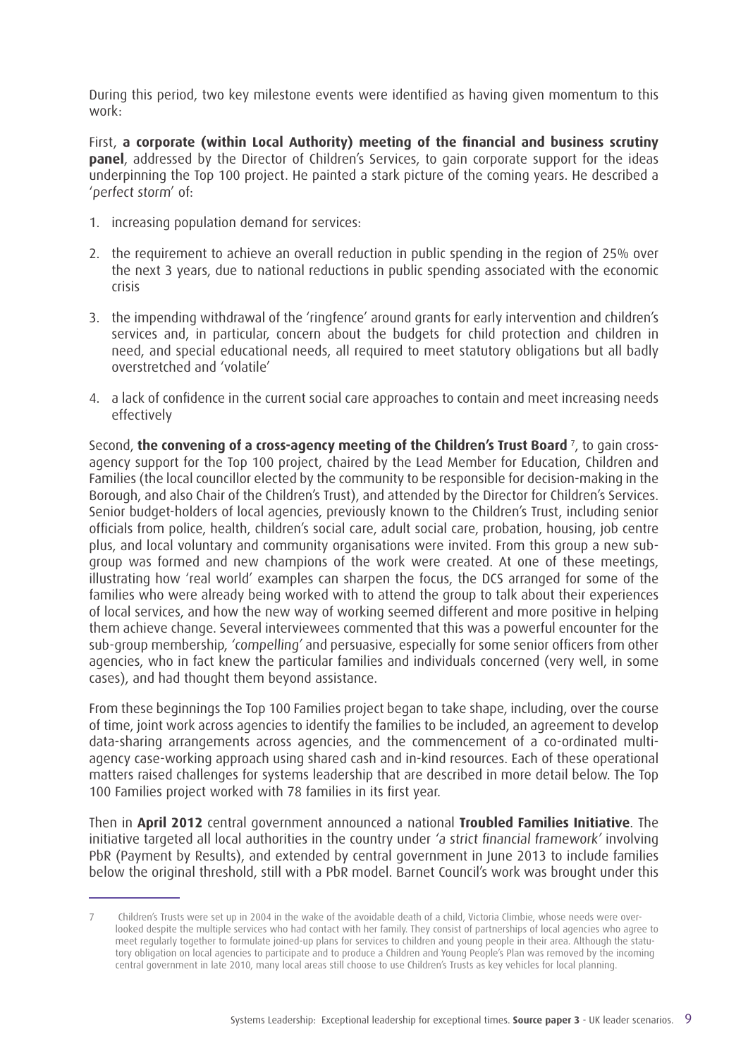During this period, two key milestone events were identified as having given momentum to this work:

First, **a corporate (within Local Authority) meeting of the financial and business scrutiny panel**, addressed by the Director of Children's Services, to gain corporate support for the ideas underpinning the Top 100 project. He painted a stark picture of the coming years. He described a '*perfect storm*' of:

1. increasing population demand for services:
2. the requirement to achieve an overall reduction in public spending in the region of 25% over the next 3 years, due to national reductions in public spending associated with the economic crisis
3. the impending withdrawal of the 'ringfence' around grants for early intervention and children's services and, in particular, concern about the budgets for child protection and children in need, and special educational needs, all required to meet statutory obligations but all badly overstretched and 'volatile'
4. a lack of confidence in the current social care approaches to contain and meet increasing needs effectively

Second, **the convening of a cross-agency meeting of the Children's Trust Board** [7], to gain cross-agency support for the Top 100 project, chaired by the Lead Member for Education, Children and Families (the local councillor elected by the community to be responsible for decision-making in the Borough, and also Chair of the Children's Trust), and attended by the Director for Children's Services. Senior budget-holders of local agencies, previously known to the Children's Trust, including senior officials from police, health, children's social care, adult social care, probation, housing, job centre plus, and local voluntary and community organisations were invited. From this group a new sub-group was formed and new champions of the work were created. At one of these meetings, illustrating how 'real world' examples can sharpen the focus, the DCS arranged for some of the families who were already being worked with to attend the group to talk about their experiences of local services, and how the new way of working seemed different and more positive in helping them achieve change. Several interviewees commented that this was a powerful encounter for the sub-group membership, *'compelling'* and persuasive, especially for some senior officers from other agencies, who in fact knew the particular families and individuals concerned (very well, in some cases), and had thought them beyond assistance.

From these beginnings the Top 100 Families project began to take shape, including, over the course of time, joint work across agencies to identify the families to be included, an agreement to develop data-sharing arrangements across agencies, and the commencement of a co-ordinated multi-agency case-working approach using shared cash and in-kind resources. Each of these operational matters raised challenges for systems leadership that are described in more detail below. The Top 100 Families project worked with 78 families in its first year.

Then in **April 2012** central government announced a national **Troubled Families Initiative**. The initiative targeted all local authorities in the country under *'a strict financial framework'* involving PbR (Payment by Results), and extended by central government in June 2013 to include families below the original threshold, still with a PbR model. Barnet Council's work was brought under this

---

7 Children's Trusts were set up in 2004 in the wake of the avoidable death of a child, Victoria Climbie, whose needs were over-looked despite the multiple services who had contact with her family. They consist of partnerships of local agencies who agree to meet regularly together to formulate joined-up plans for services to children and young people in their area. Although the statutory obligation on local agencies to participate and to produce a Children and Young People's Plan was removed by the incoming central government in late 2010, many local areas still choose to use Children's Trusts as key vehicles for local planning.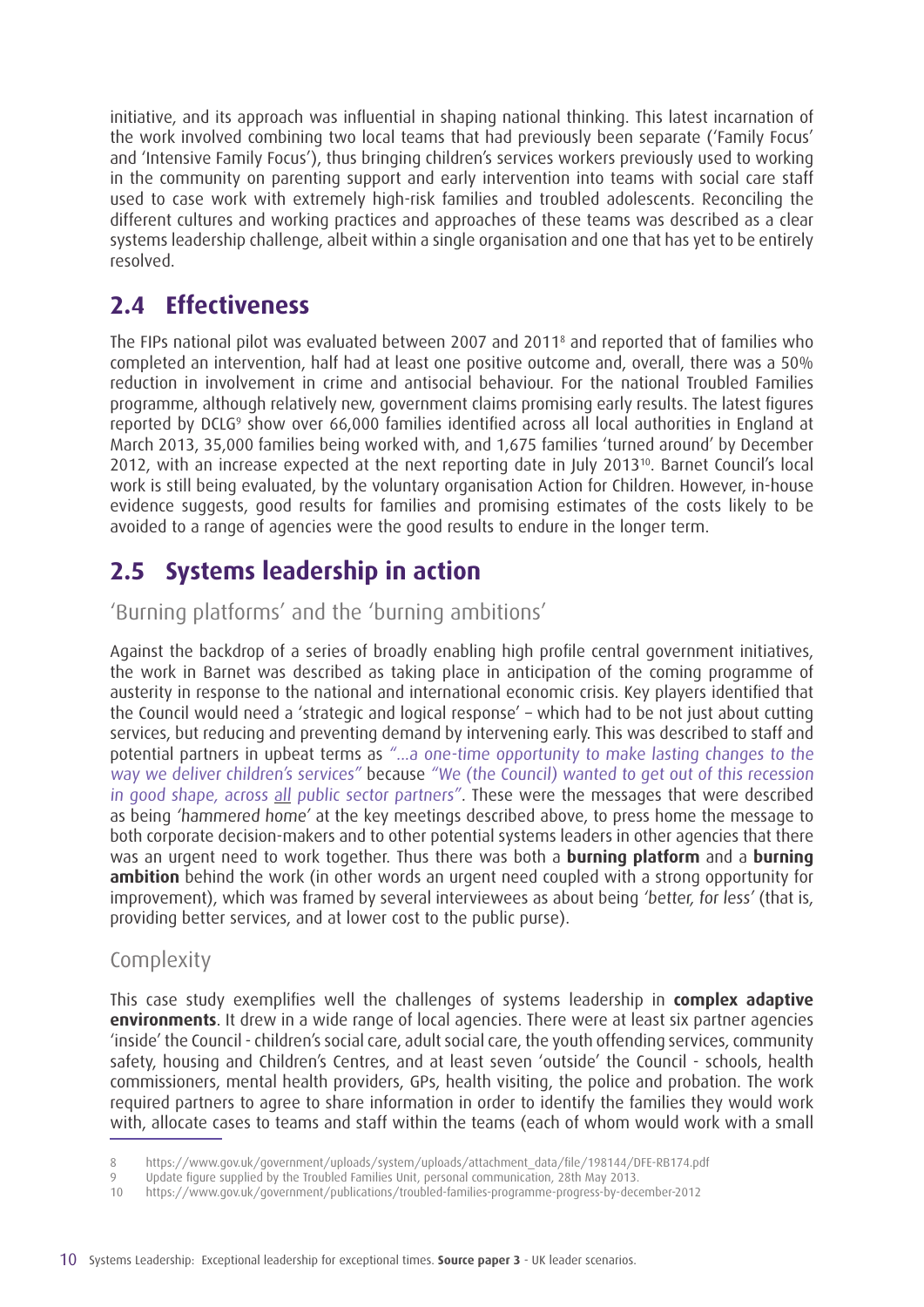initiative, and its approach was influential in shaping national thinking. This latest incarnation of the work involved combining two local teams that had previously been separate ('Family Focus' and 'Intensive Family Focus'), thus bringing children's services workers previously used to working in the community on parenting support and early intervention into teams with social care staff used to case work with extremely high-risk families and troubled adolescents. Reconciling the different cultures and working practices and approaches of these teams was described as a clear systems leadership challenge, albeit within a single organisation and one that has yet to be entirely resolved.

## 2.4 Effectiveness

The FIPs national pilot was evaluated between 2007 and 2011[8] and reported that of families who completed an intervention, half had at least one positive outcome and, overall, there was a 50% reduction in involvement in crime and antisocial behaviour. For the national Troubled Families programme, although relatively new, government claims promising early results. The latest figures reported by DCLG[9] show over 66,000 families identified across all local authorities in England at March 2013, 35,000 families being worked with, and 1,675 families 'turned around' by December 2012, with an increase expected at the next reporting date in July 2013[10]. Barnet Council's local work is still being evaluated, by the voluntary organisation Action for Children. However, in-house evidence suggests, good results for families and promising estimates of the costs likely to be avoided to a range of agencies were the good results to endure in the longer term.

## 2.5 Systems leadership in action

### 'Burning platforms' and the 'burning ambitions'

Against the backdrop of a series of broadly enabling high profile central government initiatives, the work in Barnet was described as taking place in anticipation of the coming programme of austerity in response to the national and international economic crisis. Key players identified that the Council would need a 'strategic and logical response' – which had to be not just about cutting services, but reducing and preventing demand by intervening early. This was described to staff and potential partners in upbeat terms as *"...a one-time opportunity to make lasting changes to the way we deliver children's services"* because *"We (the Council) wanted to get out of this recession in good shape, across all public sector partners"*. These were the messages that were described as being *'hammered home'* at the key meetings described above, to press home the message to both corporate decision-makers and to other potential systems leaders in other agencies that there was an urgent need to work together. Thus there was both a **burning platform** and a **burning ambition** behind the work (in other words an urgent need coupled with a strong opportunity for improvement), which was framed by several interviewees as about being *'better, for less'* (that is, providing better services, and at lower cost to the public purse).

### Complexity

This case study exemplifies well the challenges of systems leadership in **complex adaptive environments**. It drew in a wide range of local agencies. There were at least six partner agencies 'inside' the Council - children's social care, adult social care, the youth offending services, community safety, housing and Children's Centres, and at least seven 'outside' the Council - schools, health commissioners, mental health providers, GPs, health visiting, the police and probation. The work required partners to agree to share information in order to identify the families they would work with, allocate cases to teams and staff within the teams (each of whom would work with a small

8 https://www.gov.uk/government/uploads/system/uploads/attachment_data/file/198144/DFE-RB174.pdf

9 Update figure supplied by the Troubled Families Unit, personal communication, 28th May 2013.

10 https://www.gov.uk/government/publications/troubled-families-programme-progress-by-december-2012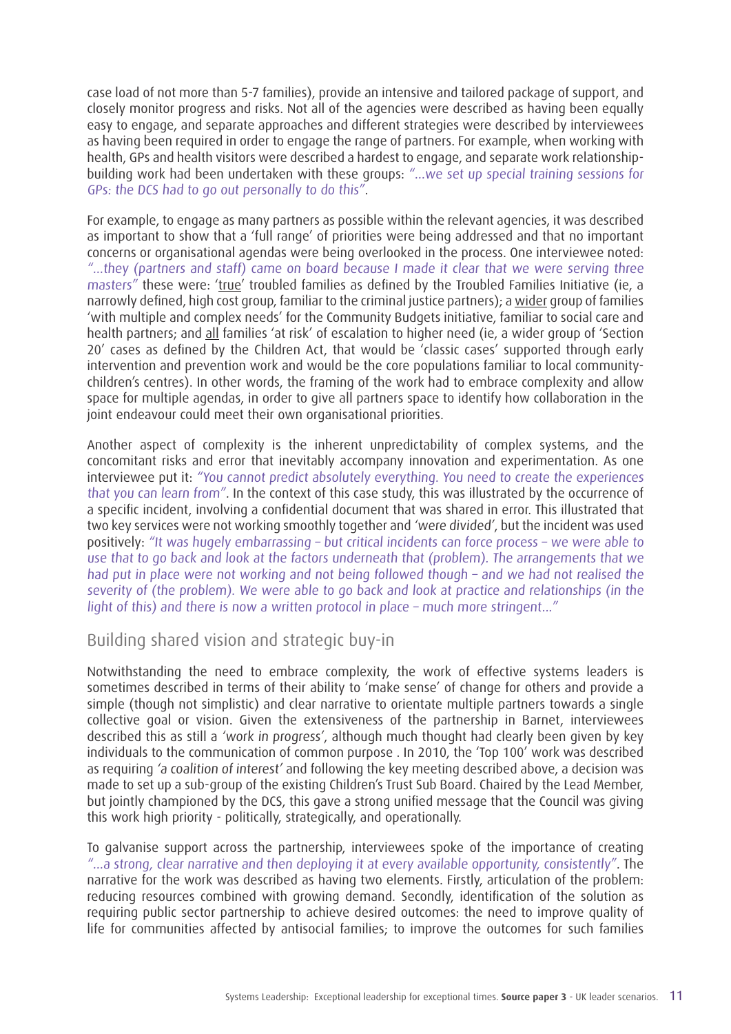case load of not more than 5-7 families), provide an intensive and tailored package of support, and closely monitor progress and risks. Not all of the agencies were described as having been equally easy to engage, and separate approaches and different strategies were described by interviewees as having been required in order to engage the range of partners. For example, when working with health, GPs and health visitors were described a hardest to engage, and separate work relationship-building work had been undertaken with these groups: *"…we set up special training sessions for GPs: the DCS had to go out personally to do this"*.

For example, to engage as many partners as possible within the relevant agencies, it was described as important to show that a 'full range' of priorities were being addressed and that no important concerns or organisational agendas were being overlooked in the process. One interviewee noted: *"…they (partners and staff) came on board because I made it clear that we were serving three masters"* these were: '<u>true</u>' troubled families as defined by the Troubled Families Initiative (ie, a narrowly defined, high cost group, familiar to the criminal justice partners); a <u>wider</u> group of families 'with multiple and complex needs' for the Community Budgets initiative, familiar to social care and health partners; and <u>all</u> families 'at risk' of escalation to higher need (ie, a wider group of 'Section 20' cases as defined by the Children Act, that would be 'classic cases' supported through early intervention and prevention work and would be the core populations familiar to local community-children's centres). In other words, the framing of the work had to embrace complexity and allow space for multiple agendas, in order to give all partners space to identify how collaboration in the joint endeavour could meet their own organisational priorities.

Another aspect of complexity is the inherent unpredictability of complex systems, and the concomitant risks and error that inevitably accompany innovation and experimentation. As one interviewee put it: *"You cannot predict absolutely everything. You need to create the experiences that you can learn from"*. In the context of this case study, this was illustrated by the occurrence of a specific incident, involving a confidential document that was shared in error. This illustrated that two key services were not working smoothly together and *'were divided'*, but the incident was used positively: *"It was hugely embarrassing – but critical incidents can force process – we were able to use that to go back and look at the factors underneath that (problem). The arrangements that we had put in place were not working and not being followed though – and we had not realised the severity of (the problem). We were able to go back and look at practice and relationships (in the light of this) and there is now a written protocol in place – much more stringent…"*

## Building shared vision and strategic buy-in

Notwithstanding the need to embrace complexity, the work of effective systems leaders is sometimes described in terms of their ability to 'make sense' of change for others and provide a simple (though not simplistic) and clear narrative to orientate multiple partners towards a single collective goal or vision. Given the extensiveness of the partnership in Barnet, interviewees described this as still a *'work in progress'*, although much thought had clearly been given by key individuals to the communication of common purpose . In 2010, the 'Top 100' work was described as requiring *'a coalition of interest'* and following the key meeting described above, a decision was made to set up a sub-group of the existing Children's Trust Sub Board. Chaired by the Lead Member, but jointly championed by the DCS, this gave a strong unified message that the Council was giving this work high priority - politically, strategically, and operationally.

To galvanise support across the partnership, interviewees spoke of the importance of creating *"…a strong, clear narrative and then deploying it at every available opportunity, consistently"*. The narrative for the work was described as having two elements. Firstly, articulation of the problem: reducing resources combined with growing demand. Secondly, identification of the solution as requiring public sector partnership to achieve desired outcomes: the need to improve quality of life for communities affected by antisocial families; to improve the outcomes for such families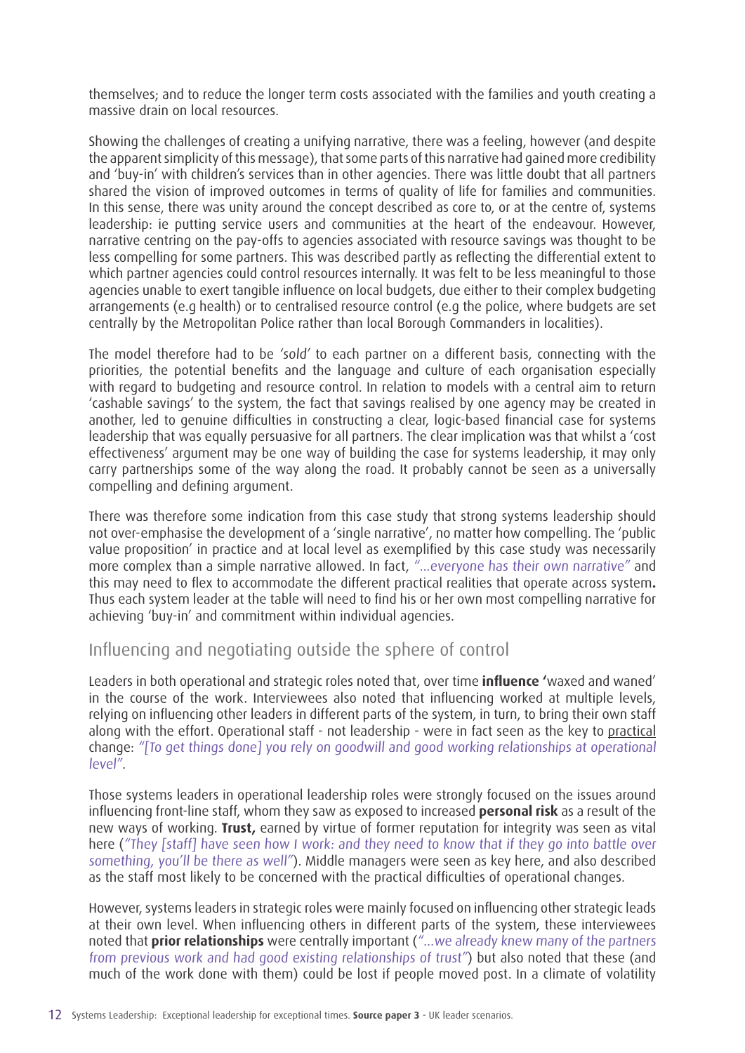themselves; and to reduce the longer term costs associated with the families and youth creating a massive drain on local resources.

Showing the challenges of creating a unifying narrative, there was a feeling, however (and despite the apparent simplicity of this message), that some parts of this narrative had gained more credibility and 'buy-in' with children's services than in other agencies. There was little doubt that all partners shared the vision of improved outcomes in terms of quality of life for families and communities. In this sense, there was unity around the concept described as core to, or at the centre of, systems leadership: ie putting service users and communities at the heart of the endeavour. However, narrative centring on the pay-offs to agencies associated with resource savings was thought to be less compelling for some partners. This was described partly as reflecting the differential extent to which partner agencies could control resources internally. It was felt to be less meaningful to those agencies unable to exert tangible influence on local budgets, due either to their complex budgeting arrangements (e.g health) or to centralised resource control (e.g the police, where budgets are set centrally by the Metropolitan Police rather than local Borough Commanders in localities).

The model therefore had to be *'sold'* to each partner on a different basis, connecting with the priorities, the potential benefits and the language and culture of each organisation especially with regard to budgeting and resource control. In relation to models with a central aim to return 'cashable savings' to the system, the fact that savings realised by one agency may be created in another, led to genuine difficulties in constructing a clear, logic-based financial case for systems leadership that was equally persuasive for all partners. The clear implication was that whilst a 'cost effectiveness' argument may be one way of building the case for systems leadership, it may only carry partnerships some of the way along the road. It probably cannot be seen as a universally compelling and defining argument.

There was therefore some indication from this case study that strong systems leadership should not over-emphasise the development of a 'single narrative', no matter how compelling. The 'public value proposition' in practice and at local level as exemplified by this case study was necessarily more complex than a simple narrative allowed. In fact, *"…everyone has their own narrative"* and this may need to flex to accommodate the different practical realities that operate across system**.** Thus each system leader at the table will need to find his or her own most compelling narrative for achieving 'buy-in' and commitment within individual agencies.

## Influencing and negotiating outside the sphere of control

Leaders in both operational and strategic roles noted that, over time **influence '**waxed and waned' in the course of the work. Interviewees also noted that influencing worked at multiple levels, relying on influencing other leaders in different parts of the system, in turn, to bring their own staff along with the effort. Operational staff - not leadership - were in fact seen as the key to practical change: *"[To get things done] you rely on goodwill and good working relationships at operational level"*.

Those systems leaders in operational leadership roles were strongly focused on the issues around influencing front-line staff, whom they saw as exposed to increased **personal risk** as a result of the new ways of working. **Trust,** earned by virtue of former reputation for integrity was seen as vital here (*"They [staff] have seen how I work: and they need to know that if they go into battle over something, you'll be there as well"*). Middle managers were seen as key here, and also described as the staff most likely to be concerned with the practical difficulties of operational changes.

However, systems leaders in strategic roles were mainly focused on influencing other strategic leads at their own level. When influencing others in different parts of the system, these interviewees noted that **prior relationships** were centrally important (*"…we already knew many of the partners from previous work and had good existing relationships of trust"*) but also noted that these (and much of the work done with them) could be lost if people moved post. In a climate of volatility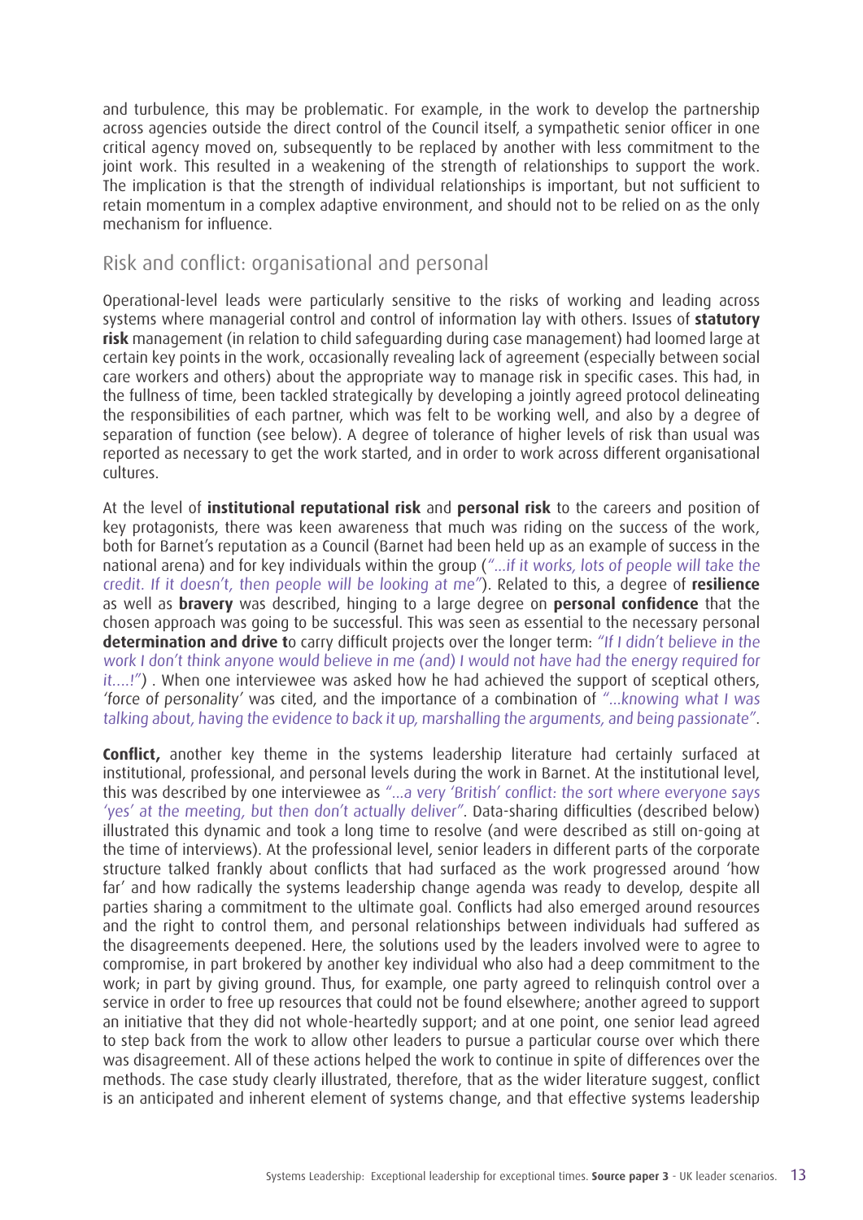and turbulence, this may be problematic. For example, in the work to develop the partnership across agencies outside the direct control of the Council itself, a sympathetic senior officer in one critical agency moved on, subsequently to be replaced by another with less commitment to the joint work. This resulted in a weakening of the strength of relationships to support the work. The implication is that the strength of individual relationships is important, but not sufficient to retain momentum in a complex adaptive environment, and should not to be relied on as the only mechanism for influence.

## Risk and conflict: organisational and personal

Operational-level leads were particularly sensitive to the risks of working and leading across systems where managerial control and control of information lay with others. Issues of **statutory risk** management (in relation to child safeguarding during case management) had loomed large at certain key points in the work, occasionally revealing lack of agreement (especially between social care workers and others) about the appropriate way to manage risk in specific cases. This had, in the fullness of time, been tackled strategically by developing a jointly agreed protocol delineating the responsibilities of each partner, which was felt to be working well, and also by a degree of separation of function (see below). A degree of tolerance of higher levels of risk than usual was reported as necessary to get the work started, and in order to work across different organisational cultures.

At the level of **institutional reputational risk** and **personal risk** to the careers and position of key protagonists, there was keen awareness that much was riding on the success of the work, both for Barnet's reputation as a Council (Barnet had been held up as an example of success in the national arena) and for key individuals within the group (*"...if it works, lots of people will take the credit. If it doesn't, then people will be looking at me"*). Related to this, a degree of **resilience** as well as **bravery** was described, hinging to a large degree on **personal confidence** that the chosen approach was going to be successful. This was seen as essential to the necessary personal **determination and drive t**o carry difficult projects over the longer term: *"If I didn't believe in the work I don't think anyone would believe in me (and) I would not have had the energy required for it....!"*) . When one interviewee was asked how he had achieved the support of sceptical others, *'force of personality'* was cited, and the importance of a combination of *"...knowing what I was talking about, having the evidence to back it up, marshalling the arguments, and being passionate"*.

**Conflict,** another key theme in the systems leadership literature had certainly surfaced at institutional, professional, and personal levels during the work in Barnet. At the institutional level, this was described by one interviewee as *"...a very 'British' conflict: the sort where everyone says 'yes' at the meeting, but then don't actually deliver"*. Data-sharing difficulties (described below) illustrated this dynamic and took a long time to resolve (and were described as still on-going at the time of interviews). At the professional level, senior leaders in different parts of the corporate structure talked frankly about conflicts that had surfaced as the work progressed around 'how far' and how radically the systems leadership change agenda was ready to develop, despite all parties sharing a commitment to the ultimate goal. Conflicts had also emerged around resources and the right to control them, and personal relationships between individuals had suffered as the disagreements deepened. Here, the solutions used by the leaders involved were to agree to compromise, in part brokered by another key individual who also had a deep commitment to the work; in part by giving ground. Thus, for example, one party agreed to relinquish control over a service in order to free up resources that could not be found elsewhere; another agreed to support an initiative that they did not whole-heartedly support; and at one point, one senior lead agreed to step back from the work to allow other leaders to pursue a particular course over which there was disagreement. All of these actions helped the work to continue in spite of differences over the methods. The case study clearly illustrated, therefore, that as the wider literature suggest, conflict is an anticipated and inherent element of systems change, and that effective systems leadership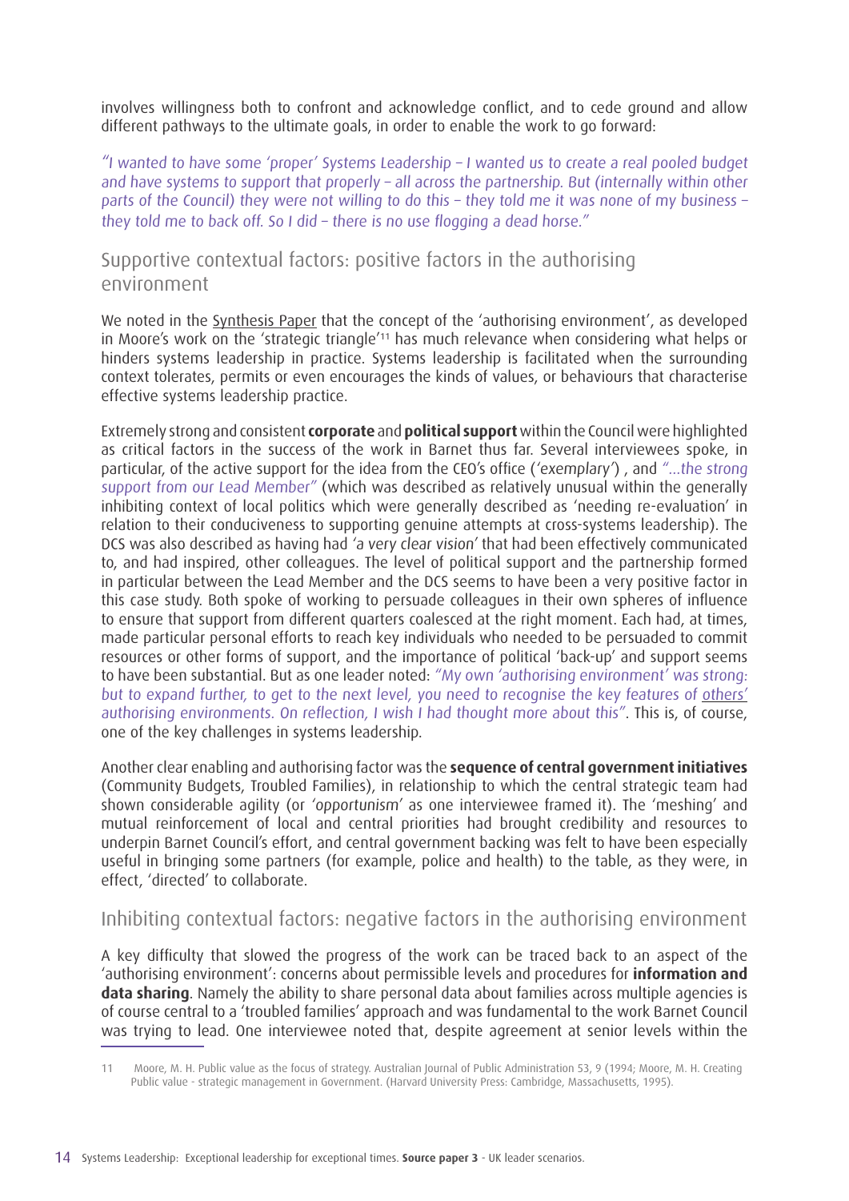involves willingness both to confront and acknowledge conflict, and to cede ground and allow different pathways to the ultimate goals, in order to enable the work to go forward:

*"I wanted to have some 'proper' Systems Leadership – I wanted us to create a real pooled budget and have systems to support that properly – all across the partnership. But (internally within other parts of the Council) they were not willing to do this – they told me it was none of my business – they told me to back off. So I did – there is no use flogging a dead horse."*

## Supportive contextual factors: positive factors in the authorising environment

We noted in the Synthesis Paper that the concept of the 'authorising environment', as developed in Moore's work on the 'strategic triangle'[11] has much relevance when considering what helps or hinders systems leadership in practice. Systems leadership is facilitated when the surrounding context tolerates, permits or even encourages the kinds of values, or behaviours that characterise effective systems leadership practice.

Extremely strong and consistent **corporate** and **political support** within the Council were highlighted as critical factors in the success of the work in Barnet thus far. Several interviewees spoke, in particular, of the active support for the idea from the CEO's office (*'exemplary'*) , and *"...the strong support from our Lead Member"* (which was described as relatively unusual within the generally inhibiting context of local politics which were generally described as 'needing re-evaluation' in relation to their conduciveness to supporting genuine attempts at cross-systems leadership). The DCS was also described as having had *'a very clear vision'* that had been effectively communicated to, and had inspired, other colleagues. The level of political support and the partnership formed in particular between the Lead Member and the DCS seems to have been a very positive factor in this case study. Both spoke of working to persuade colleagues in their own spheres of influence to ensure that support from different quarters coalesced at the right moment. Each had, at times, made particular personal efforts to reach key individuals who needed to be persuaded to commit resources or other forms of support, and the importance of political 'back-up' and support seems to have been substantial. But as one leader noted: *"My own 'authorising environment' was strong: but to expand further, to get to the next level, you need to recognise the key features of others' authorising environments. On reflection, I wish I had thought more about this"*. This is, of course, one of the key challenges in systems leadership.

Another clear enabling and authorising factor was the **sequence of central government initiatives** (Community Budgets, Troubled Families), in relationship to which the central strategic team had shown considerable agility (or *'opportunism'* as one interviewee framed it). The 'meshing' and mutual reinforcement of local and central priorities had brought credibility and resources to underpin Barnet Council's effort, and central government backing was felt to have been especially useful in bringing some partners (for example, police and health) to the table, as they were, in effect, 'directed' to collaborate.

## Inhibiting contextual factors: negative factors in the authorising environment

A key difficulty that slowed the progress of the work can be traced back to an aspect of the 'authorising environment': concerns about permissible levels and procedures for **information and data sharing**. Namely the ability to share personal data about families across multiple agencies is of course central to a 'troubled families' approach and was fundamental to the work Barnet Council was trying to lead. One interviewee noted that, despite agreement at senior levels within the

---

11 Moore, M. H. Public value as the focus of strategy. Australian Journal of Public Administration 53, 9 (1994; Moore, M. H. Creating Public value - strategic management in Government. (Harvard University Press: Cambridge, Massachusetts, 1995).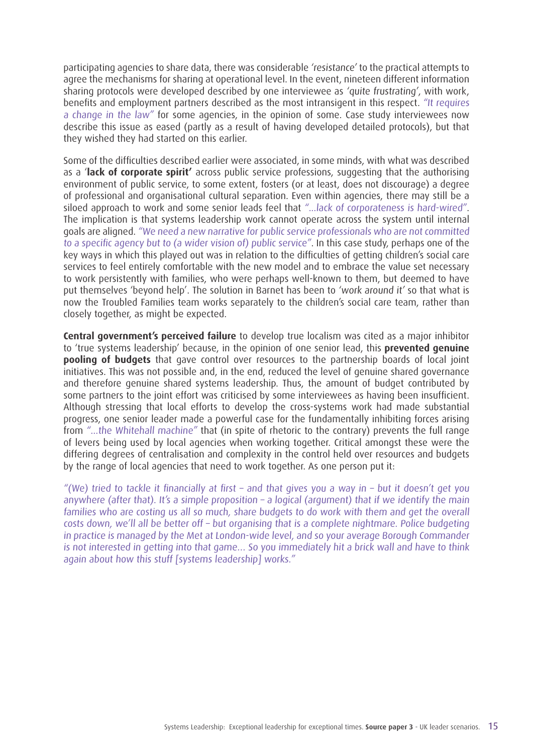participating agencies to share data, there was considerable *'resistance'* to the practical attempts to agree the mechanisms for sharing at operational level. In the event, nineteen different information sharing protocols were developed described by one interviewee as *'quite frustrating'*, with work, benefits and employment partners described as the most intransigent in this respect. *"It requires a change in the law"* for some agencies, in the opinion of some. Case study interviewees now describe this issue as eased (partly as a result of having developed detailed protocols), but that they wished they had started on this earlier.

Some of the difficulties described earlier were associated, in some minds, with what was described as a '**lack of corporate spirit**' across public service professions, suggesting that the authorising environment of public service, to some extent, fosters (or at least, does not discourage) a degree of professional and organisational cultural separation. Even within agencies, there may still be a siloed approach to work and some senior leads feel that *"...lack of corporateness is hard-wired"*. The implication is that systems leadership work cannot operate across the system until internal goals are aligned. *"We need a new narrative for public service professionals who are not committed to a specific agency but to (a wider vision of) public service"*. In this case study, perhaps one of the key ways in which this played out was in relation to the difficulties of getting children's social care services to feel entirely comfortable with the new model and to embrace the value set necessary to work persistently with families, who were perhaps well-known to them, but deemed to have put themselves 'beyond help'. The solution in Barnet has been to *'work around it'* so that what is now the Troubled Families team works separately to the children's social care team, rather than closely together, as might be expected.

**Central government's perceived failure** to develop true localism was cited as a major inhibitor to 'true systems leadership' because, in the opinion of one senior lead, this **prevented genuine pooling of budgets** that gave control over resources to the partnership boards of local joint initiatives. This was not possible and, in the end, reduced the level of genuine shared governance and therefore genuine shared systems leadership. Thus, the amount of budget contributed by some partners to the joint effort was criticised by some interviewees as having been insufficient. Although stressing that local efforts to develop the cross-systems work had made substantial progress, one senior leader made a powerful case for the fundamentally inhibiting forces arising from *"...the Whitehall machine"* that (in spite of rhetoric to the contrary) prevents the full range of levers being used by local agencies when working together. Critical amongst these were the differing degrees of centralisation and complexity in the control held over resources and budgets by the range of local agencies that need to work together. As one person put it:

*"(We) tried to tackle it financially at first – and that gives you a way in – but it doesn't get you anywhere (after that). It's a simple proposition – a logical (argument) that if we identify the main families who are costing us all so much, share budgets to do work with them and get the overall costs down, we'll all be better off – but organising that is a complete nightmare. Police budgeting in practice is managed by the Met at London-wide level, and so your average Borough Commander is not interested in getting into that game... So you immediately hit a brick wall and have to think again about how this stuff [systems leadership] works."*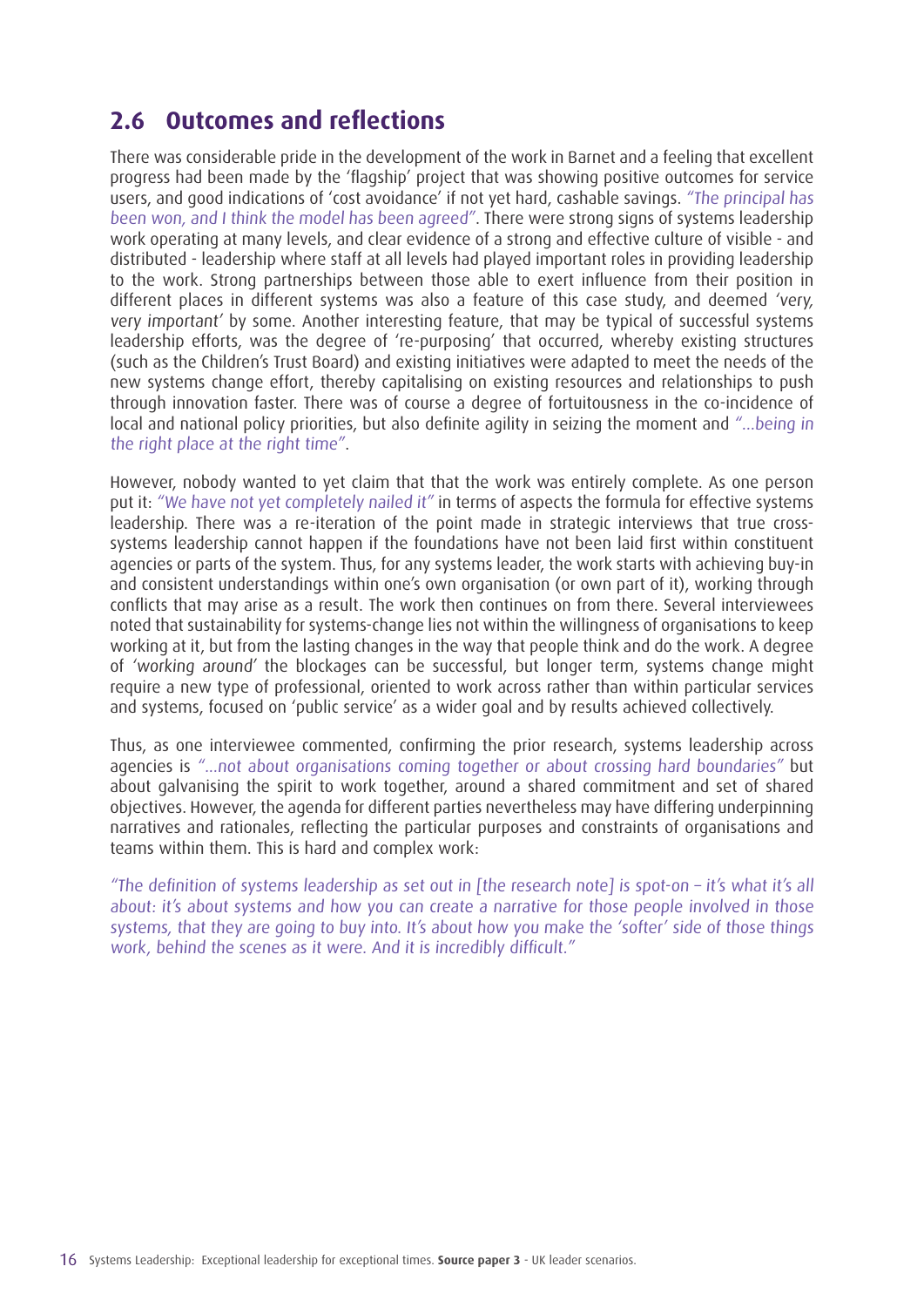## 2.6 Outcomes and reflections

There was considerable pride in the development of the work in Barnet and a feeling that excellent progress had been made by the 'flagship' project that was showing positive outcomes for service users, and good indications of 'cost avoidance' if not yet hard, cashable savings. *"The principal has been won, and I think the model has been agreed"*. There were strong signs of systems leadership work operating at many levels, and clear evidence of a strong and effective culture of visible - and distributed - leadership where staff at all levels had played important roles in providing leadership to the work. Strong partnerships between those able to exert influence from their position in different places in different systems was also a feature of this case study, and deemed *'very, very important'* by some. Another interesting feature, that may be typical of successful systems leadership efforts, was the degree of 're-purposing' that occurred, whereby existing structures (such as the Children's Trust Board) and existing initiatives were adapted to meet the needs of the new systems change effort, thereby capitalising on existing resources and relationships to push through innovation faster. There was of course a degree of fortuitousness in the co-incidence of local and national policy priorities, but also definite agility in seizing the moment and *"…being in the right place at the right time"*.

However, nobody wanted to yet claim that that the work was entirely complete. As one person put it: *"We have not yet completely nailed it"* in terms of aspects the formula for effective systems leadership. There was a re-iteration of the point made in strategic interviews that true cross-systems leadership cannot happen if the foundations have not been laid first within constituent agencies or parts of the system. Thus, for any systems leader, the work starts with achieving buy-in and consistent understandings within one's own organisation (or own part of it), working through conflicts that may arise as a result. The work then continues on from there. Several interviewees noted that sustainability for systems-change lies not within the willingness of organisations to keep working at it, but from the lasting changes in the way that people think and do the work. A degree of *'working around'* the blockages can be successful, but longer term, systems change might require a new type of professional, oriented to work across rather than within particular services and systems, focused on 'public service' as a wider goal and by results achieved collectively.

Thus, as one interviewee commented, confirming the prior research, systems leadership across agencies is *"…not about organisations coming together or about crossing hard boundaries"* but about galvanising the spirit to work together, around a shared commitment and set of shared objectives. However, the agenda for different parties nevertheless may have differing underpinning narratives and rationales, reflecting the particular purposes and constraints of organisations and teams within them. This is hard and complex work:

*"The definition of systems leadership as set out in [the research note] is spot-on – it's what it's all about: it's about systems and how you can create a narrative for those people involved in those systems, that they are going to buy into. It's about how you make the 'softer' side of those things work, behind the scenes as it were. And it is incredibly difficult."*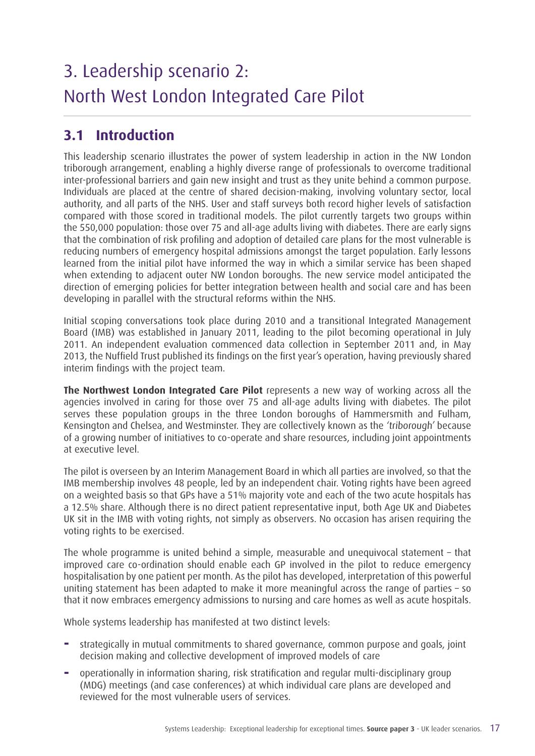# 3. Leadership scenario 2: North West London Integrated Care Pilot

## 3.1 Introduction

This leadership scenario illustrates the power of system leadership in action in the NW London triborough arrangement, enabling a highly diverse range of professionals to overcome traditional inter-professional barriers and gain new insight and trust as they unite behind a common purpose. Individuals are placed at the centre of shared decision-making, involving voluntary sector, local authority, and all parts of the NHS. User and staff surveys both record higher levels of satisfaction compared with those scored in traditional models. The pilot currently targets two groups within the 550,000 population: those over 75 and all-age adults living with diabetes. There are early signs that the combination of risk profiling and adoption of detailed care plans for the most vulnerable is reducing numbers of emergency hospital admissions amongst the target population. Early lessons learned from the initial pilot have informed the way in which a similar service has been shaped when extending to adjacent outer NW London boroughs. The new service model anticipated the direction of emerging policies for better integration between health and social care and has been developing in parallel with the structural reforms within the NHS.

Initial scoping conversations took place during 2010 and a transitional Integrated Management Board (IMB) was established in January 2011, leading to the pilot becoming operational in July 2011. An independent evaluation commenced data collection in September 2011 and, in May 2013, the Nuffield Trust published its findings on the first year's operation, having previously shared interim findings with the project team.

**The Northwest London Integrated Care Pilot** represents a new way of working across all the agencies involved in caring for those over 75 and all-age adults living with diabetes. The pilot serves these population groups in the three London boroughs of Hammersmith and Fulham, Kensington and Chelsea, and Westminster. They are collectively known as the *'triborough'* because of a growing number of initiatives to co-operate and share resources, including joint appointments at executive level.

The pilot is overseen by an Interim Management Board in which all parties are involved, so that the IMB membership involves 48 people, led by an independent chair. Voting rights have been agreed on a weighted basis so that GPs have a 51% majority vote and each of the two acute hospitals has a 12.5% share. Although there is no direct patient representative input, both Age UK and Diabetes UK sit in the IMB with voting rights, not simply as observers. No occasion has arisen requiring the voting rights to be exercised.

The whole programme is united behind a simple, measurable and unequivocal statement – that improved care co-ordination should enable each GP involved in the pilot to reduce emergency hospitalisation by one patient per month. As the pilot has developed, interpretation of this powerful uniting statement has been adapted to make it more meaningful across the range of parties – so that it now embraces emergency admissions to nursing and care homes as well as acute hospitals.

Whole systems leadership has manifested at two distinct levels:

- strategically in mutual commitments to shared governance, common purpose and goals, joint decision making and collective development of improved models of care
- operationally in information sharing, risk stratification and regular multi-disciplinary group (MDG) meetings (and case conferences) at which individual care plans are developed and reviewed for the most vulnerable users of services.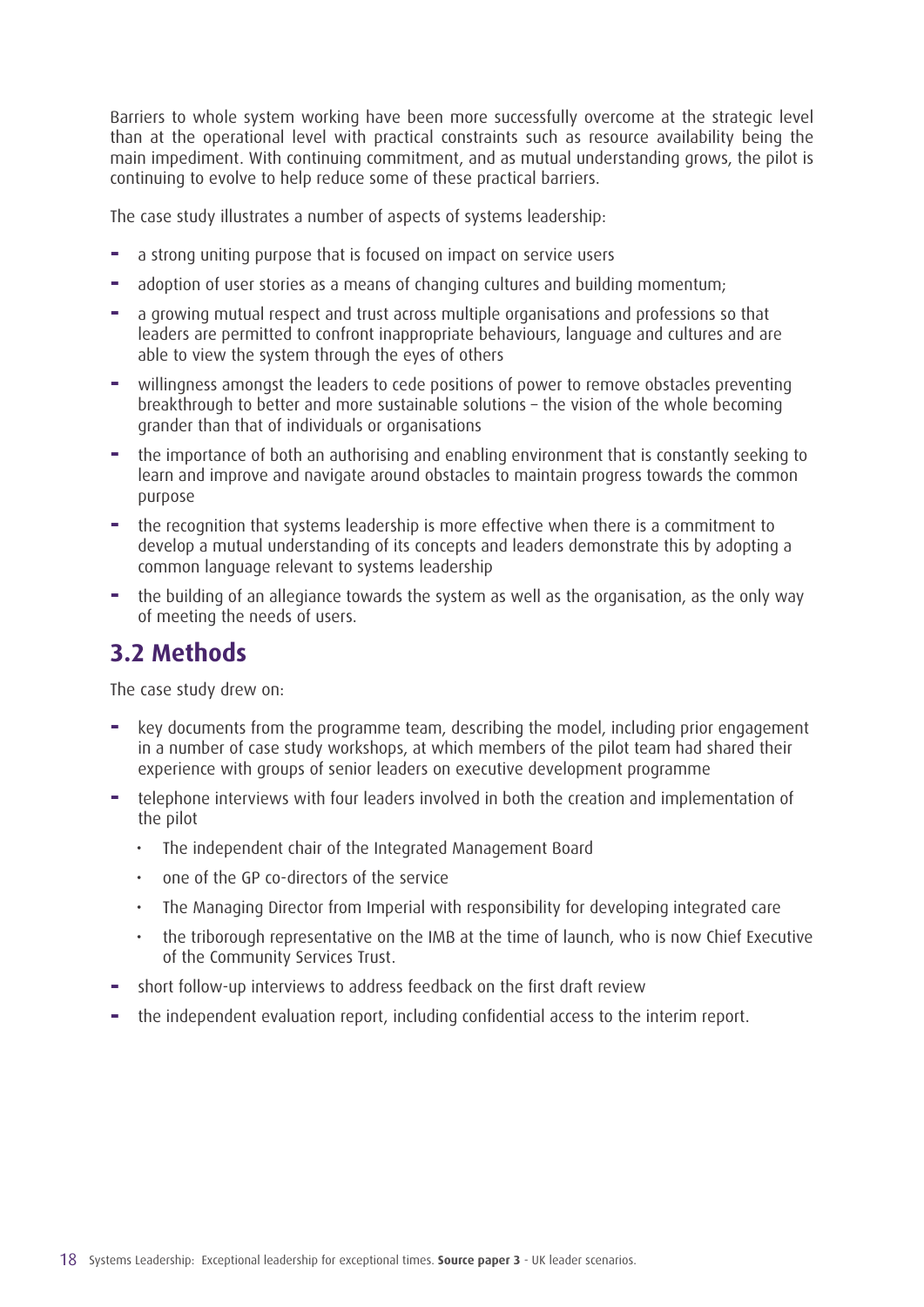Barriers to whole system working have been more successfully overcome at the strategic level than at the operational level with practical constraints such as resource availability being the main impediment. With continuing commitment, and as mutual understanding grows, the pilot is continuing to evolve to help reduce some of these practical barriers.

The case study illustrates a number of aspects of systems leadership:

- a strong uniting purpose that is focused on impact on service users
- adoption of user stories as a means of changing cultures and building momentum;
- a growing mutual respect and trust across multiple organisations and professions so that leaders are permitted to confront inappropriate behaviours, language and cultures and are able to view the system through the eyes of others
- willingness amongst the leaders to cede positions of power to remove obstacles preventing breakthrough to better and more sustainable solutions – the vision of the whole becoming grander than that of individuals or organisations
- the importance of both an authorising and enabling environment that is constantly seeking to learn and improve and navigate around obstacles to maintain progress towards the common purpose
- the recognition that systems leadership is more effective when there is a commitment to develop a mutual understanding of its concepts and leaders demonstrate this by adopting a common language relevant to systems leadership
- the building of an allegiance towards the system as well as the organisation, as the only way of meeting the needs of users.

## 3.2 Methods

The case study drew on:

- key documents from the programme team, describing the model, including prior engagement in a number of case study workshops, at which members of the pilot team had shared their experience with groups of senior leaders on executive development programme
- telephone interviews with four leaders involved in both the creation and implementation of the pilot
  - The independent chair of the Integrated Management Board
  - one of the GP co-directors of the service
  - The Managing Director from Imperial with responsibility for developing integrated care
  - the triborough representative on the IMB at the time of launch, who is now Chief Executive of the Community Services Trust.
- short follow-up interviews to address feedback on the first draft review
- the independent evaluation report, including confidential access to the interim report.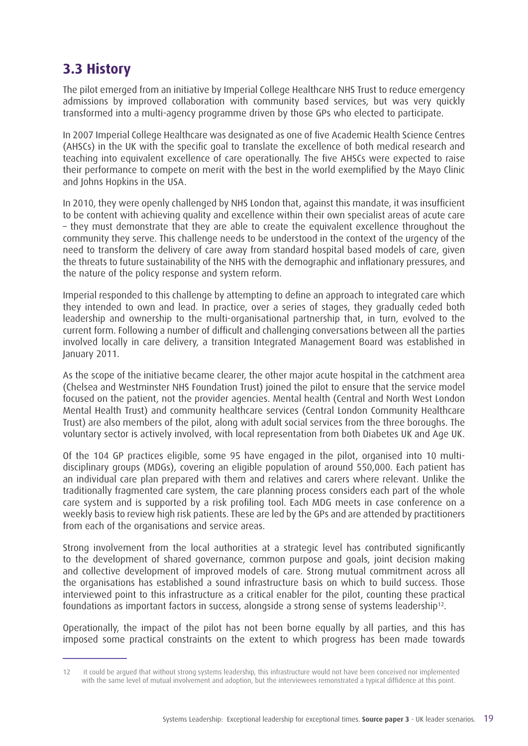## 3.3 History

The pilot emerged from an initiative by Imperial College Healthcare NHS Trust to reduce emergency admissions by improved collaboration with community based services, but was very quickly transformed into a multi-agency programme driven by those GPs who elected to participate.

In 2007 Imperial College Healthcare was designated as one of five Academic Health Science Centres (AHSCs) in the UK with the specific goal to translate the excellence of both medical research and teaching into equivalent excellence of care operationally. The five AHSCs were expected to raise their performance to compete on merit with the best in the world exemplified by the Mayo Clinic and Johns Hopkins in the USA.

In 2010, they were openly challenged by NHS London that, against this mandate, it was insufficient to be content with achieving quality and excellence within their own specialist areas of acute care – they must demonstrate that they are able to create the equivalent excellence throughout the community they serve. This challenge needs to be understood in the context of the urgency of the need to transform the delivery of care away from standard hospital based models of care, given the threats to future sustainability of the NHS with the demographic and inflationary pressures, and the nature of the policy response and system reform.

Imperial responded to this challenge by attempting to define an approach to integrated care which they intended to own and lead. In practice, over a series of stages, they gradually ceded both leadership and ownership to the multi-organisational partnership that, in turn, evolved to the current form. Following a number of difficult and challenging conversations between all the parties involved locally in care delivery, a transition Integrated Management Board was established in January 2011.

As the scope of the initiative became clearer, the other major acute hospital in the catchment area (Chelsea and Westminster NHS Foundation Trust) joined the pilot to ensure that the service model focused on the patient, not the provider agencies. Mental health (Central and North West London Mental Health Trust) and community healthcare services (Central London Community Healthcare Trust) are also members of the pilot, along with adult social services from the three boroughs. The voluntary sector is actively involved, with local representation from both Diabetes UK and Age UK.

Of the 104 GP practices eligible, some 95 have engaged in the pilot, organised into 10 multi-disciplinary groups (MDGs), covering an eligible population of around 550,000. Each patient has an individual care plan prepared with them and relatives and carers where relevant. Unlike the traditionally fragmented care system, the care planning process considers each part of the whole care system and is supported by a risk profiling tool. Each MDG meets in case conference on a weekly basis to review high risk patients. These are led by the GPs and are attended by practitioners from each of the organisations and service areas.

Strong involvement from the local authorities at a strategic level has contributed significantly to the development of shared governance, common purpose and goals, joint decision making and collective development of improved models of care. Strong mutual commitment across all the organisations has established a sound infrastructure basis on which to build success. Those interviewed point to this infrastructure as a critical enabler for the pilot, counting these practical foundations as important factors in success, alongside a strong sense of systems leadership[12].

Operationally, the impact of the pilot has not been borne equally by all parties, and this has imposed some practical constraints on the extent to which progress has been made towards

---

12 it could be argued that without strong systems leadership, this infrastructure would not have been conceived nor implemented with the same level of mutual involvement and adoption, but the interviewees remonstrated a typical diffidence at this point.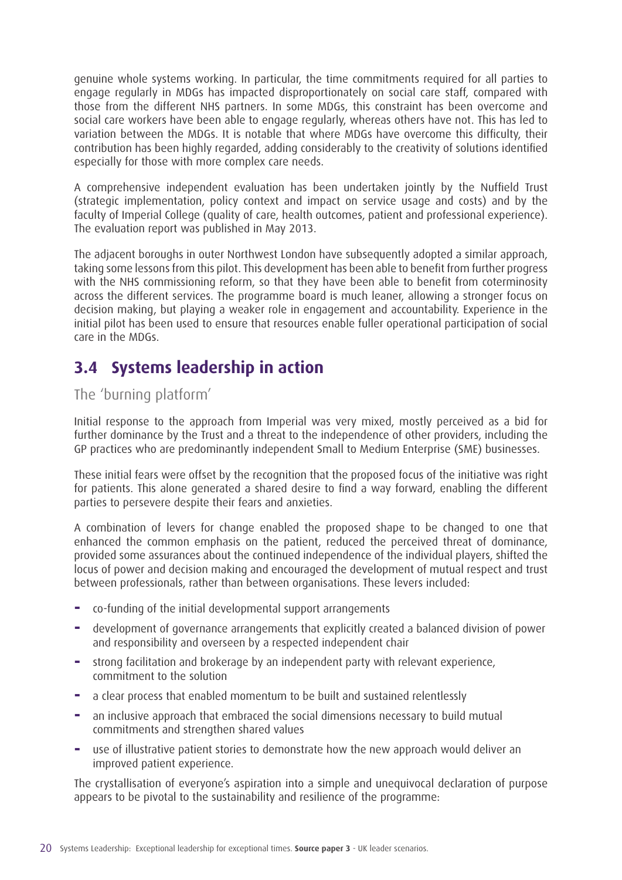genuine whole systems working. In particular, the time commitments required for all parties to engage regularly in MDGs has impacted disproportionately on social care staff, compared with those from the different NHS partners. In some MDGs, this constraint has been overcome and social care workers have been able to engage regularly, whereas others have not. This has led to variation between the MDGs. It is notable that where MDGs have overcome this difficulty, their contribution has been highly regarded, adding considerably to the creativity of solutions identified especially for those with more complex care needs.

A comprehensive independent evaluation has been undertaken jointly by the Nuffield Trust (strategic implementation, policy context and impact on service usage and costs) and by the faculty of Imperial College (quality of care, health outcomes, patient and professional experience). The evaluation report was published in May 2013.

The adjacent boroughs in outer Northwest London have subsequently adopted a similar approach, taking some lessons from this pilot. This development has been able to benefit from further progress with the NHS commissioning reform, so that they have been able to benefit from coterminosity across the different services. The programme board is much leaner, allowing a stronger focus on decision making, but playing a weaker role in engagement and accountability. Experience in the initial pilot has been used to ensure that resources enable fuller operational participation of social care in the MDGs.

## 3.4 Systems leadership in action

### The 'burning platform'

Initial response to the approach from Imperial was very mixed, mostly perceived as a bid for further dominance by the Trust and a threat to the independence of other providers, including the GP practices who are predominantly independent Small to Medium Enterprise (SME) businesses.

These initial fears were offset by the recognition that the proposed focus of the initiative was right for patients. This alone generated a shared desire to find a way forward, enabling the different parties to persevere despite their fears and anxieties.

A combination of levers for change enabled the proposed shape to be changed to one that enhanced the common emphasis on the patient, reduced the perceived threat of dominance, provided some assurances about the continued independence of the individual players, shifted the locus of power and decision making and encouraged the development of mutual respect and trust between professionals, rather than between organisations. These levers included:

- co-funding of the initial developmental support arrangements
- development of governance arrangements that explicitly created a balanced division of power and responsibility and overseen by a respected independent chair
- strong facilitation and brokerage by an independent party with relevant experience, commitment to the solution
- a clear process that enabled momentum to be built and sustained relentlessly
- an inclusive approach that embraced the social dimensions necessary to build mutual commitments and strengthen shared values
- use of illustrative patient stories to demonstrate how the new approach would deliver an improved patient experience.

The crystallisation of everyone's aspiration into a simple and unequivocal declaration of purpose appears to be pivotal to the sustainability and resilience of the programme: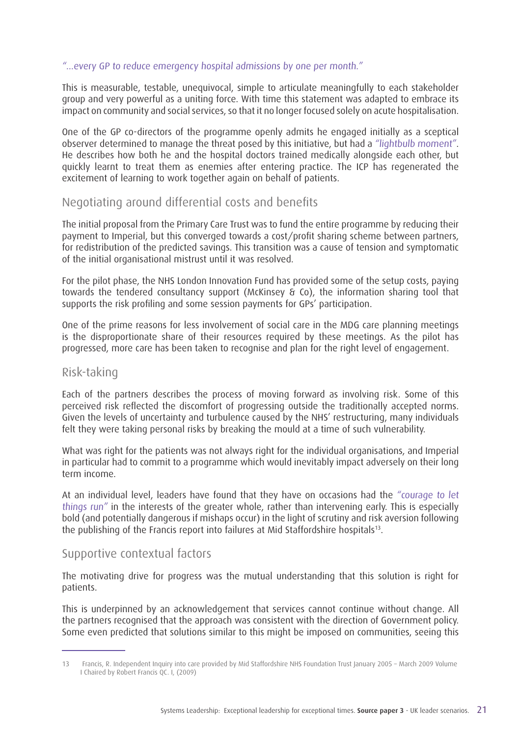*"...every GP to reduce emergency hospital admissions by one per month."*

This is measurable, testable, unequivocal, simple to articulate meaningfully to each stakeholder group and very powerful as a uniting force. With time this statement was adapted to embrace its impact on community and social services, so that it no longer focused solely on acute hospitalisation.

One of the GP co-directors of the programme openly admits he engaged initially as a sceptical observer determined to manage the threat posed by this initiative, but had a *"lightbulb moment"*. He describes how both he and the hospital doctors trained medically alongside each other, but quickly learnt to treat them as enemies after entering practice. The ICP has regenerated the excitement of learning to work together again on behalf of patients.

## Negotiating around differential costs and benefits

The initial proposal from the Primary Care Trust was to fund the entire programme by reducing their payment to Imperial, but this converged towards a cost/profit sharing scheme between partners, for redistribution of the predicted savings. This transition was a cause of tension and symptomatic of the initial organisational mistrust until it was resolved.

For the pilot phase, the NHS London Innovation Fund has provided some of the setup costs, paying towards the tendered consultancy support (McKinsey & Co), the information sharing tool that supports the risk profiling and some session payments for GPs' participation.

One of the prime reasons for less involvement of social care in the MDG care planning meetings is the disproportionate share of their resources required by these meetings. As the pilot has progressed, more care has been taken to recognise and plan for the right level of engagement.

## Risk-taking

Each of the partners describes the process of moving forward as involving risk. Some of this perceived risk reflected the discomfort of progressing outside the traditionally accepted norms. Given the levels of uncertainty and turbulence caused by the NHS' restructuring, many individuals felt they were taking personal risks by breaking the mould at a time of such vulnerability.

What was right for the patients was not always right for the individual organisations, and Imperial in particular had to commit to a programme which would inevitably impact adversely on their long term income.

At an individual level, leaders have found that they have on occasions had the *"courage to let things run"* in the interests of the greater whole, rather than intervening early. This is especially bold (and potentially dangerous if mishaps occur) in the light of scrutiny and risk aversion following the publishing of the Francis report into failures at Mid Staffordshire hospitals[13].

## Supportive contextual factors

The motivating drive for progress was the mutual understanding that this solution is right for patients.

This is underpinned by an acknowledgement that services cannot continue without change. All the partners recognised that the approach was consistent with the direction of Government policy. Some even predicted that solutions similar to this might be imposed on communities, seeing this

---

13 Francis, R. Independent Inquiry into care provided by Mid Staffordshire NHS Foundation Trust January 2005 – March 2009 Volume I Chaired by Robert Francis QC. I, (2009)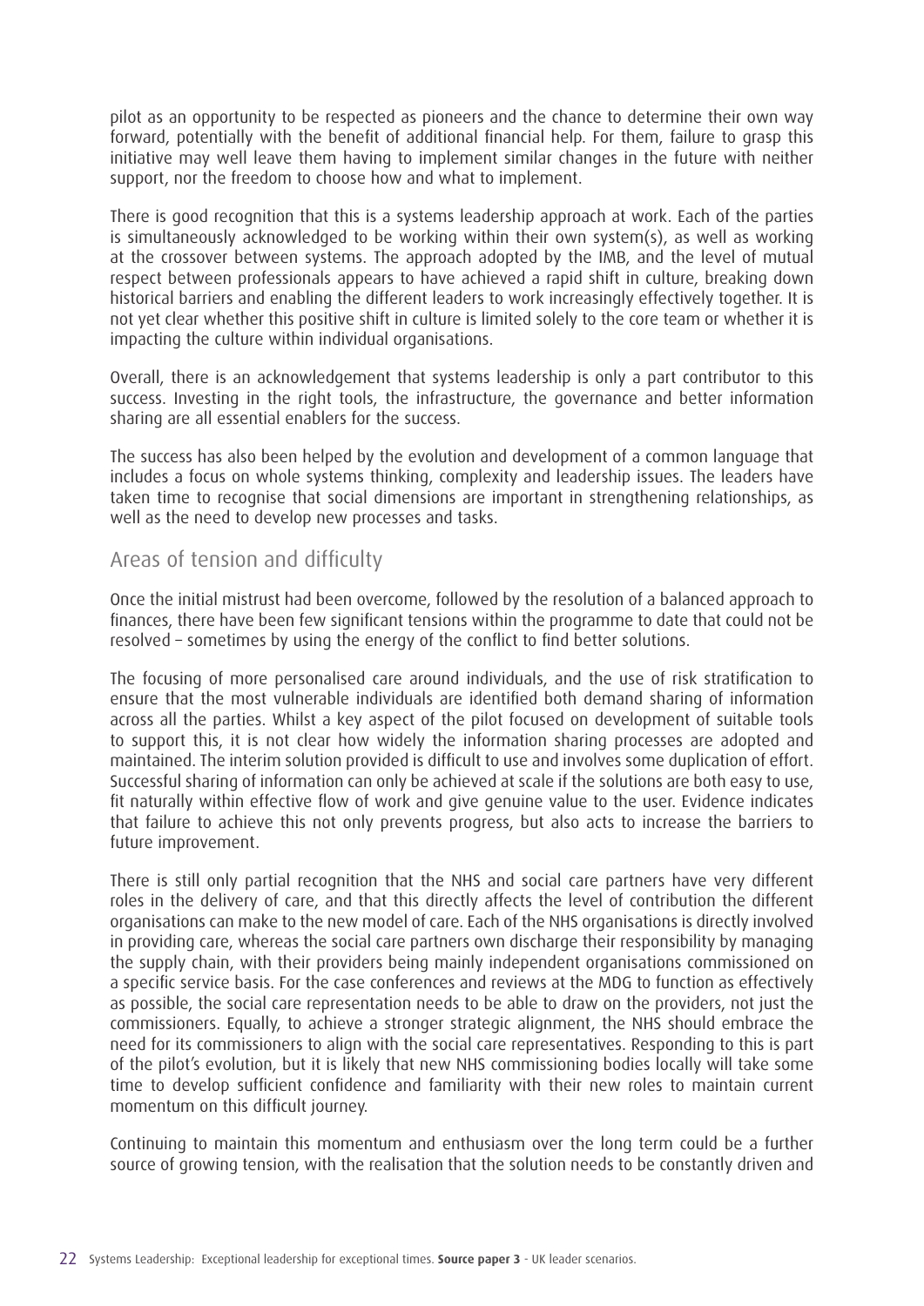pilot as an opportunity to be respected as pioneers and the chance to determine their own way forward, potentially with the benefit of additional financial help. For them, failure to grasp this initiative may well leave them having to implement similar changes in the future with neither support, nor the freedom to choose how and what to implement.

There is good recognition that this is a systems leadership approach at work. Each of the parties is simultaneously acknowledged to be working within their own system(s), as well as working at the crossover between systems. The approach adopted by the IMB, and the level of mutual respect between professionals appears to have achieved a rapid shift in culture, breaking down historical barriers and enabling the different leaders to work increasingly effectively together. It is not yet clear whether this positive shift in culture is limited solely to the core team or whether it is impacting the culture within individual organisations.

Overall, there is an acknowledgement that systems leadership is only a part contributor to this success. Investing in the right tools, the infrastructure, the governance and better information sharing are all essential enablers for the success.

The success has also been helped by the evolution and development of a common language that includes a focus on whole systems thinking, complexity and leadership issues. The leaders have taken time to recognise that social dimensions are important in strengthening relationships, as well as the need to develop new processes and tasks.

## Areas of tension and difficulty

Once the initial mistrust had been overcome, followed by the resolution of a balanced approach to finances, there have been few significant tensions within the programme to date that could not be resolved – sometimes by using the energy of the conflict to find better solutions.

The focusing of more personalised care around individuals, and the use of risk stratification to ensure that the most vulnerable individuals are identified both demand sharing of information across all the parties. Whilst a key aspect of the pilot focused on development of suitable tools to support this, it is not clear how widely the information sharing processes are adopted and maintained. The interim solution provided is difficult to use and involves some duplication of effort. Successful sharing of information can only be achieved at scale if the solutions are both easy to use, fit naturally within effective flow of work and give genuine value to the user. Evidence indicates that failure to achieve this not only prevents progress, but also acts to increase the barriers to future improvement.

There is still only partial recognition that the NHS and social care partners have very different roles in the delivery of care, and that this directly affects the level of contribution the different organisations can make to the new model of care. Each of the NHS organisations is directly involved in providing care, whereas the social care partners own discharge their responsibility by managing the supply chain, with their providers being mainly independent organisations commissioned on a specific service basis. For the case conferences and reviews at the MDG to function as effectively as possible, the social care representation needs to be able to draw on the providers, not just the commissioners. Equally, to achieve a stronger strategic alignment, the NHS should embrace the need for its commissioners to align with the social care representatives. Responding to this is part of the pilot's evolution, but it is likely that new NHS commissioning bodies locally will take some time to develop sufficient confidence and familiarity with their new roles to maintain current momentum on this difficult journey.

Continuing to maintain this momentum and enthusiasm over the long term could be a further source of growing tension, with the realisation that the solution needs to be constantly driven and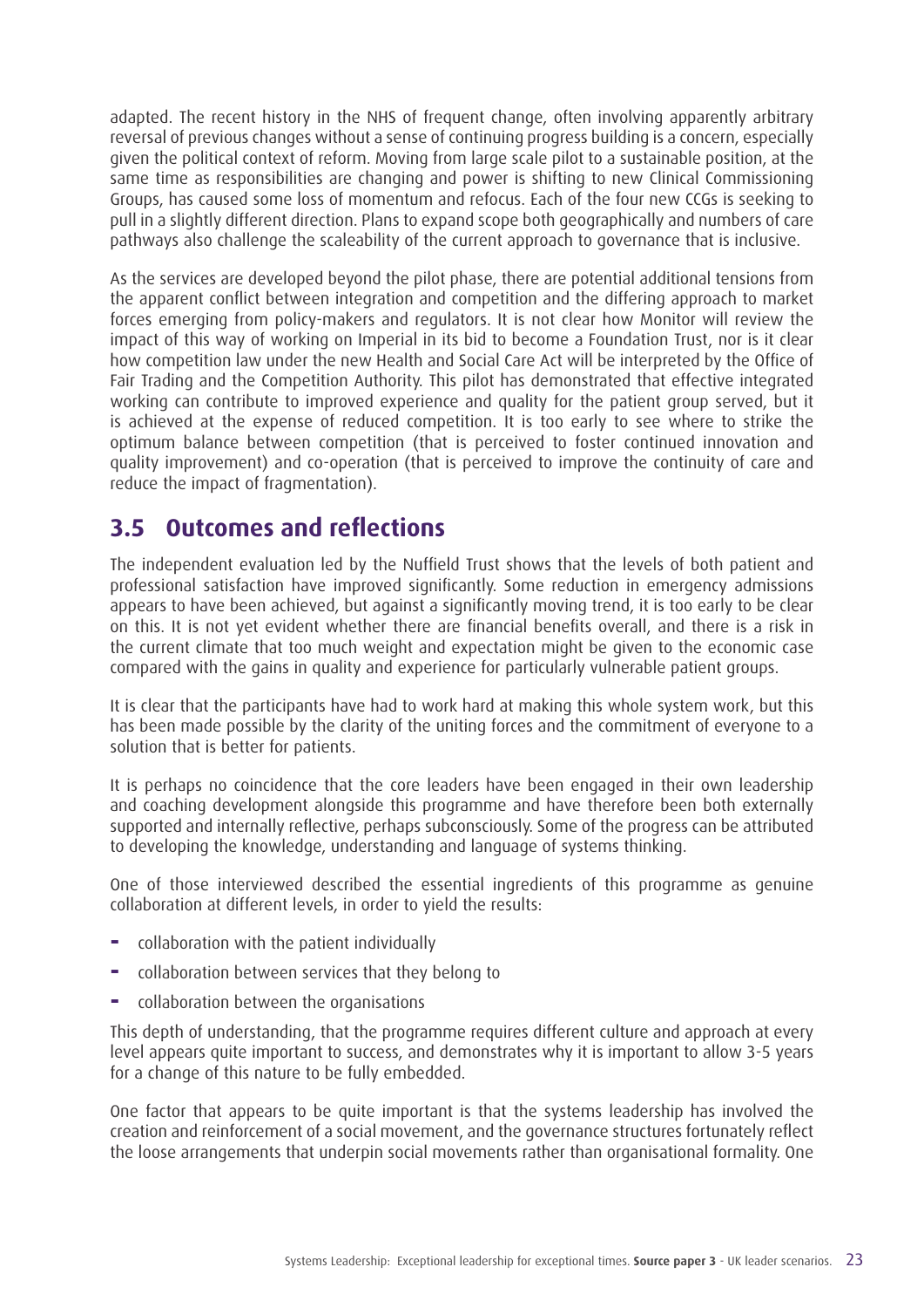adapted. The recent history in the NHS of frequent change, often involving apparently arbitrary reversal of previous changes without a sense of continuing progress building is a concern, especially given the political context of reform. Moving from large scale pilot to a sustainable position, at the same time as responsibilities are changing and power is shifting to new Clinical Commissioning Groups, has caused some loss of momentum and refocus. Each of the four new CCGs is seeking to pull in a slightly different direction. Plans to expand scope both geographically and numbers of care pathways also challenge the scaleability of the current approach to governance that is inclusive.

As the services are developed beyond the pilot phase, there are potential additional tensions from the apparent conflict between integration and competition and the differing approach to market forces emerging from policy-makers and regulators. It is not clear how Monitor will review the impact of this way of working on Imperial in its bid to become a Foundation Trust, nor is it clear how competition law under the new Health and Social Care Act will be interpreted by the Office of Fair Trading and the Competition Authority. This pilot has demonstrated that effective integrated working can contribute to improved experience and quality for the patient group served, but it is achieved at the expense of reduced competition. It is too early to see where to strike the optimum balance between competition (that is perceived to foster continued innovation and quality improvement) and co-operation (that is perceived to improve the continuity of care and reduce the impact of fragmentation).

## 3.5 Outcomes and reflections

The independent evaluation led by the Nuffield Trust shows that the levels of both patient and professional satisfaction have improved significantly. Some reduction in emergency admissions appears to have been achieved, but against a significantly moving trend, it is too early to be clear on this. It is not yet evident whether there are financial benefits overall, and there is a risk in the current climate that too much weight and expectation might be given to the economic case compared with the gains in quality and experience for particularly vulnerable patient groups.

It is clear that the participants have had to work hard at making this whole system work, but this has been made possible by the clarity of the uniting forces and the commitment of everyone to a solution that is better for patients.

It is perhaps no coincidence that the core leaders have been engaged in their own leadership and coaching development alongside this programme and have therefore been both externally supported and internally reflective, perhaps subconsciously. Some of the progress can be attributed to developing the knowledge, understanding and language of systems thinking.

One of those interviewed described the essential ingredients of this programme as genuine collaboration at different levels, in order to yield the results:

- collaboration with the patient individually
- collaboration between services that they belong to
- collaboration between the organisations

This depth of understanding, that the programme requires different culture and approach at every level appears quite important to success, and demonstrates why it is important to allow 3-5 years for a change of this nature to be fully embedded.

One factor that appears to be quite important is that the systems leadership has involved the creation and reinforcement of a social movement, and the governance structures fortunately reflect the loose arrangements that underpin social movements rather than organisational formality. One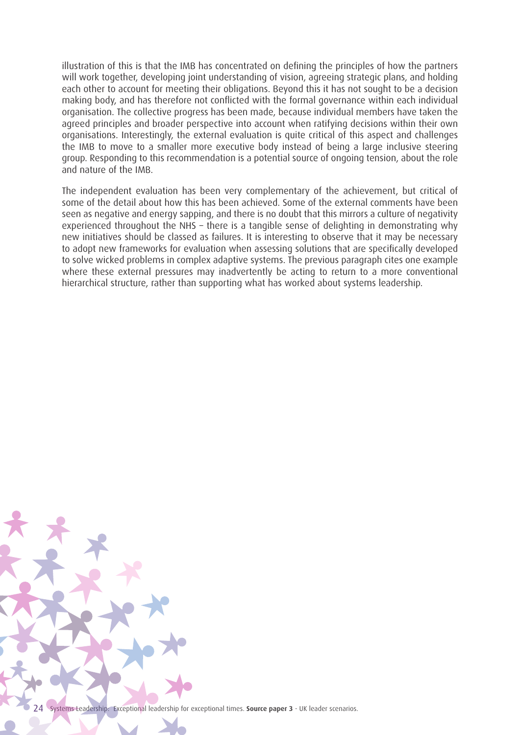illustration of this is that the IMB has concentrated on defining the principles of how the partners will work together, developing joint understanding of vision, agreeing strategic plans, and holding each other to account for meeting their obligations. Beyond this it has not sought to be a decision making body, and has therefore not conflicted with the formal governance within each individual organisation. The collective progress has been made, because individual members have taken the agreed principles and broader perspective into account when ratifying decisions within their own organisations. Interestingly, the external evaluation is quite critical of this aspect and challenges the IMB to move to a smaller more executive body instead of being a large inclusive steering group. Responding to this recommendation is a potential source of ongoing tension, about the role and nature of the IMB.

The independent evaluation has been very complementary of the achievement, but critical of some of the detail about how this has been achieved. Some of the external comments have been seen as negative and energy sapping, and there is no doubt that this mirrors a culture of negativity experienced throughout the NHS – there is a tangible sense of delighting in demonstrating why new initiatives should be classed as failures. It is interesting to observe that it may be necessary to adopt new frameworks for evaluation when assessing solutions that are specifically developed to solve wicked problems in complex adaptive systems. The previous paragraph cites one example where these external pressures may inadvertently be acting to return to a more conventional hierarchical structure, rather than supporting what has worked about systems leadership.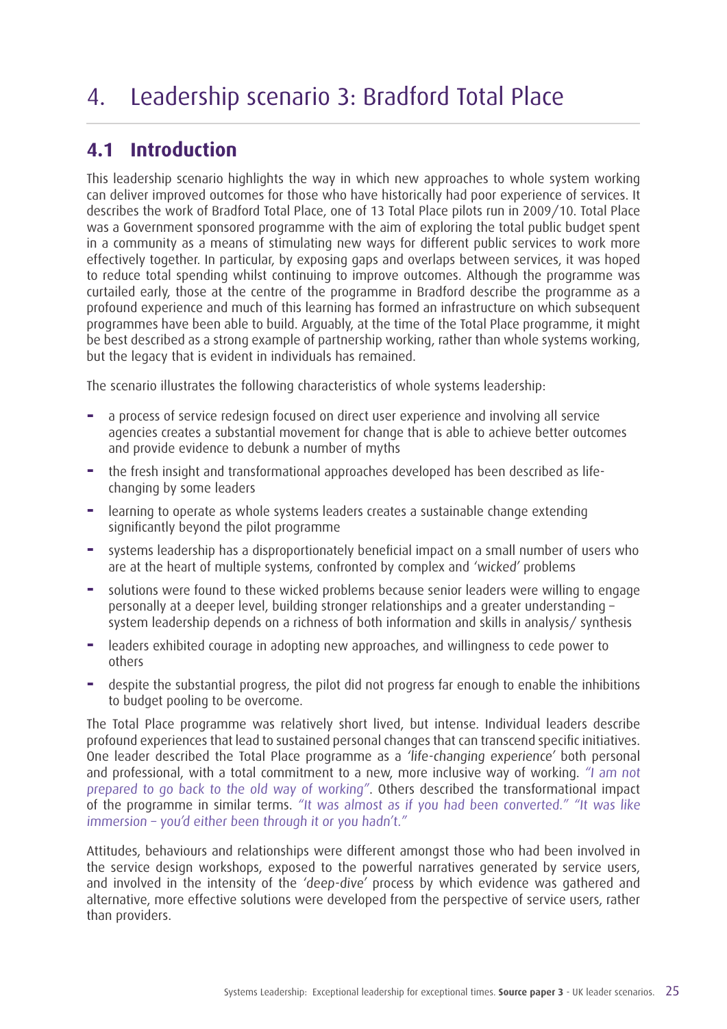# 4. Leadership scenario 3: Bradford Total Place

## 4.1 Introduction

This leadership scenario highlights the way in which new approaches to whole system working can deliver improved outcomes for those who have historically had poor experience of services. It describes the work of Bradford Total Place, one of 13 Total Place pilots run in 2009/10. Total Place was a Government sponsored programme with the aim of exploring the total public budget spent in a community as a means of stimulating new ways for different public services to work more effectively together. In particular, by exposing gaps and overlaps between services, it was hoped to reduce total spending whilst continuing to improve outcomes. Although the programme was curtailed early, those at the centre of the programme in Bradford describe the programme as a profound experience and much of this learning has formed an infrastructure on which subsequent programmes have been able to build. Arguably, at the time of the Total Place programme, it might be best described as a strong example of partnership working, rather than whole systems working, but the legacy that is evident in individuals has remained.

The scenario illustrates the following characteristics of whole systems leadership:

- a process of service redesign focused on direct user experience and involving all service agencies creates a substantial movement for change that is able to achieve better outcomes and provide evidence to debunk a number of myths
- the fresh insight and transformational approaches developed has been described as life-changing by some leaders
- learning to operate as whole systems leaders creates a sustainable change extending significantly beyond the pilot programme
- systems leadership has a disproportionately beneficial impact on a small number of users who are at the heart of multiple systems, confronted by complex and '*wicked*' problems
- solutions were found to these wicked problems because senior leaders were willing to engage personally at a deeper level, building stronger relationships and a greater understanding – system leadership depends on a richness of both information and skills in analysis/ synthesis
- leaders exhibited courage in adopting new approaches, and willingness to cede power to others
- despite the substantial progress, the pilot did not progress far enough to enable the inhibitions to budget pooling to be overcome.

The Total Place programme was relatively short lived, but intense. Individual leaders describe profound experiences that lead to sustained personal changes that can transcend specific initiatives. One leader described the Total Place programme as a '*life-changing experience*' both personal and professional, with a total commitment to a new, more inclusive way of working. *"I am not prepared to go back to the old way of working"*. Others described the transformational impact of the programme in similar terms. *"It was almost as if you had been converted." "It was like immersion – you'd either been through it or you hadn't."*

Attitudes, behaviours and relationships were different amongst those who had been involved in the service design workshops, exposed to the powerful narratives generated by service users, and involved in the intensity of the '*deep-dive*' process by which evidence was gathered and alternative, more effective solutions were developed from the perspective of service users, rather than providers.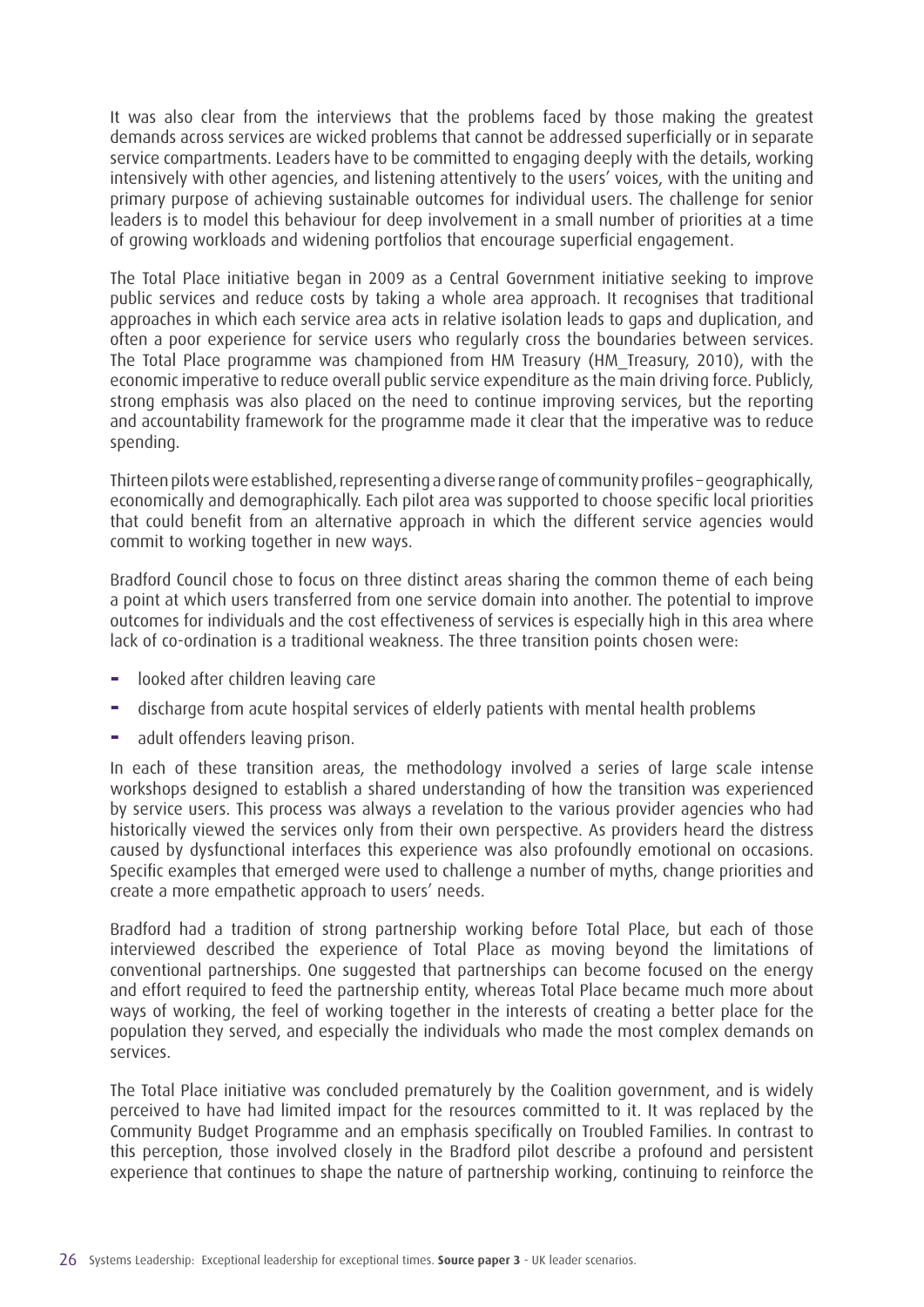It was also clear from the interviews that the problems faced by those making the greatest demands across services are wicked problems that cannot be addressed superficially or in separate service compartments. Leaders have to be committed to engaging deeply with the details, working intensively with other agencies, and listening attentively to the users' voices, with the uniting and primary purpose of achieving sustainable outcomes for individual users. The challenge for senior leaders is to model this behaviour for deep involvement in a small number of priorities at a time of growing workloads and widening portfolios that encourage superficial engagement.

The Total Place initiative began in 2009 as a Central Government initiative seeking to improve public services and reduce costs by taking a whole area approach. It recognises that traditional approaches in which each service area acts in relative isolation leads to gaps and duplication, and often a poor experience for service users who regularly cross the boundaries between services. The Total Place programme was championed from HM Treasury (HM_Treasury, 2010), with the economic imperative to reduce overall public service expenditure as the main driving force. Publicly, strong emphasis was also placed on the need to continue improving services, but the reporting and accountability framework for the programme made it clear that the imperative was to reduce spending.

Thirteen pilots were established, representing a diverse range of community profiles – geographically, economically and demographically. Each pilot area was supported to choose specific local priorities that could benefit from an alternative approach in which the different service agencies would commit to working together in new ways.

Bradford Council chose to focus on three distinct areas sharing the common theme of each being a point at which users transferred from one service domain into another. The potential to improve outcomes for individuals and the cost effectiveness of services is especially high in this area where lack of co-ordination is a traditional weakness. The three transition points chosen were:

- looked after children leaving care
- discharge from acute hospital services of elderly patients with mental health problems
- adult offenders leaving prison.

In each of these transition areas, the methodology involved a series of large scale intense workshops designed to establish a shared understanding of how the transition was experienced by service users. This process was always a revelation to the various provider agencies who had historically viewed the services only from their own perspective. As providers heard the distress caused by dysfunctional interfaces this experience was also profoundly emotional on occasions. Specific examples that emerged were used to challenge a number of myths, change priorities and create a more empathetic approach to users' needs.

Bradford had a tradition of strong partnership working before Total Place, but each of those interviewed described the experience of Total Place as moving beyond the limitations of conventional partnerships. One suggested that partnerships can become focused on the energy and effort required to feed the partnership entity, whereas Total Place became much more about ways of working, the feel of working together in the interests of creating a better place for the population they served, and especially the individuals who made the most complex demands on services.

The Total Place initiative was concluded prematurely by the Coalition government, and is widely perceived to have had limited impact for the resources committed to it. It was replaced by the Community Budget Programme and an emphasis specifically on Troubled Families. In contrast to this perception, those involved closely in the Bradford pilot describe a profound and persistent experience that continues to shape the nature of partnership working, continuing to reinforce the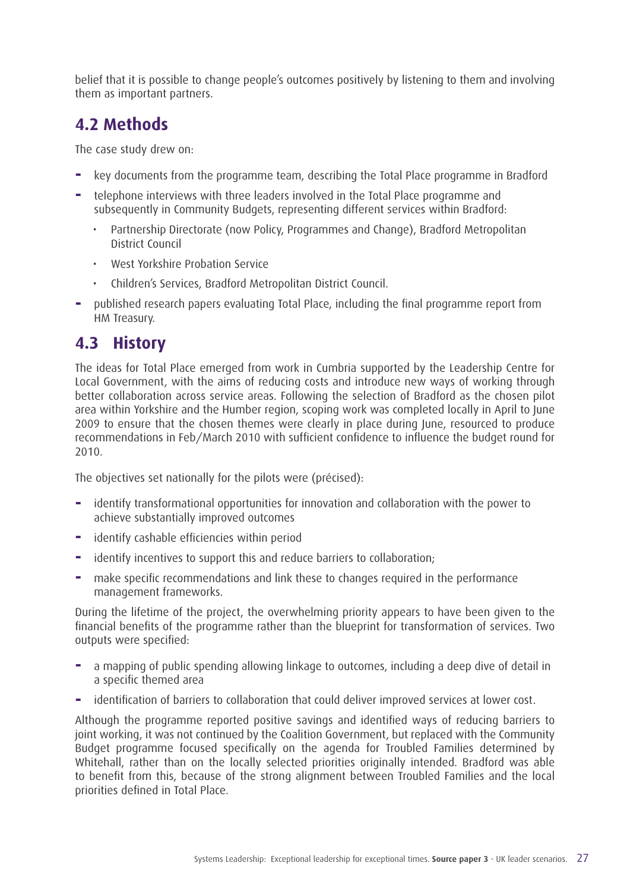belief that it is possible to change people's outcomes positively by listening to them and involving them as important partners.

## 4.2 Methods

The case study drew on:

- key documents from the programme team, describing the Total Place programme in Bradford
- telephone interviews with three leaders involved in the Total Place programme and subsequently in Community Budgets, representing different services within Bradford:
  - Partnership Directorate (now Policy, Programmes and Change), Bradford Metropolitan District Council
  - West Yorkshire Probation Service
  - Children's Services, Bradford Metropolitan District Council.
- published research papers evaluating Total Place, including the final programme report from HM Treasury.

## 4.3 History

The ideas for Total Place emerged from work in Cumbria supported by the Leadership Centre for Local Government, with the aims of reducing costs and introduce new ways of working through better collaboration across service areas. Following the selection of Bradford as the chosen pilot area within Yorkshire and the Humber region, scoping work was completed locally in April to June 2009 to ensure that the chosen themes were clearly in place during June, resourced to produce recommendations in Feb/March 2010 with sufficient confidence to influence the budget round for 2010.

The objectives set nationally for the pilots were (précised):

- identify transformational opportunities for innovation and collaboration with the power to achieve substantially improved outcomes
- identify cashable efficiencies within period
- identify incentives to support this and reduce barriers to collaboration;
- make specific recommendations and link these to changes required in the performance management frameworks.

During the lifetime of the project, the overwhelming priority appears to have been given to the financial benefits of the programme rather than the blueprint for transformation of services. Two outputs were specified:

- a mapping of public spending allowing linkage to outcomes, including a deep dive of detail in a specific themed area
- identification of barriers to collaboration that could deliver improved services at lower cost.

Although the programme reported positive savings and identified ways of reducing barriers to joint working, it was not continued by the Coalition Government, but replaced with the Community Budget programme focused specifically on the agenda for Troubled Families determined by Whitehall, rather than on the locally selected priorities originally intended. Bradford was able to benefit from this, because of the strong alignment between Troubled Families and the local priorities defined in Total Place.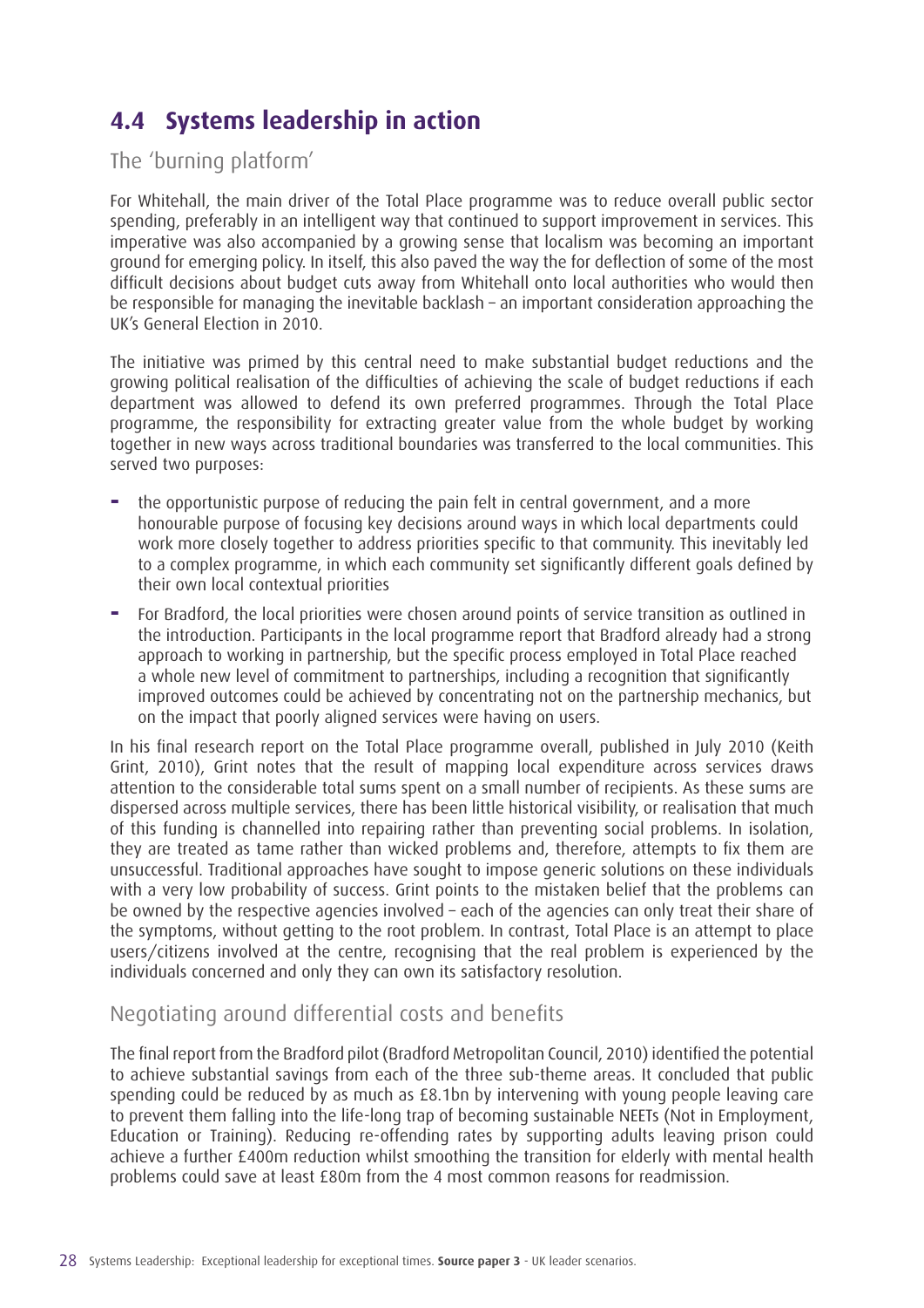## 4.4 Systems leadership in action

### The 'burning platform'

For Whitehall, the main driver of the Total Place programme was to reduce overall public sector spending, preferably in an intelligent way that continued to support improvement in services. This imperative was also accompanied by a growing sense that localism was becoming an important ground for emerging policy. In itself, this also paved the way the for deflection of some of the most difficult decisions about budget cuts away from Whitehall onto local authorities who would then be responsible for managing the inevitable backlash – an important consideration approaching the UK's General Election in 2010.

The initiative was primed by this central need to make substantial budget reductions and the growing political realisation of the difficulties of achieving the scale of budget reductions if each department was allowed to defend its own preferred programmes. Through the Total Place programme, the responsibility for extracting greater value from the whole budget by working together in new ways across traditional boundaries was transferred to the local communities. This served two purposes:

- the opportunistic purpose of reducing the pain felt in central government, and a more honourable purpose of focusing key decisions around ways in which local departments could work more closely together to address priorities specific to that community. This inevitably led to a complex programme, in which each community set significantly different goals defined by their own local contextual priorities
- For Bradford, the local priorities were chosen around points of service transition as outlined in the introduction. Participants in the local programme report that Bradford already had a strong approach to working in partnership, but the specific process employed in Total Place reached a whole new level of commitment to partnerships, including a recognition that significantly improved outcomes could be achieved by concentrating not on the partnership mechanics, but on the impact that poorly aligned services were having on users.

In his final research report on the Total Place programme overall, published in July 2010 (Keith Grint, 2010), Grint notes that the result of mapping local expenditure across services draws attention to the considerable total sums spent on a small number of recipients. As these sums are dispersed across multiple services, there has been little historical visibility, or realisation that much of this funding is channelled into repairing rather than preventing social problems. In isolation, they are treated as tame rather than wicked problems and, therefore, attempts to fix them are unsuccessful. Traditional approaches have sought to impose generic solutions on these individuals with a very low probability of success. Grint points to the mistaken belief that the problems can be owned by the respective agencies involved – each of the agencies can only treat their share of the symptoms, without getting to the root problem. In contrast, Total Place is an attempt to place users/citizens involved at the centre, recognising that the real problem is experienced by the individuals concerned and only they can own its satisfactory resolution.

### Negotiating around differential costs and benefits

The final report from the Bradford pilot (Bradford Metropolitan Council, 2010) identified the potential to achieve substantial savings from each of the three sub-theme areas. It concluded that public spending could be reduced by as much as £8.1bn by intervening with young people leaving care to prevent them falling into the life-long trap of becoming sustainable NEETs (Not in Employment, Education or Training). Reducing re-offending rates by supporting adults leaving prison could achieve a further £400m reduction whilst smoothing the transition for elderly with mental health problems could save at least £80m from the 4 most common reasons for readmission.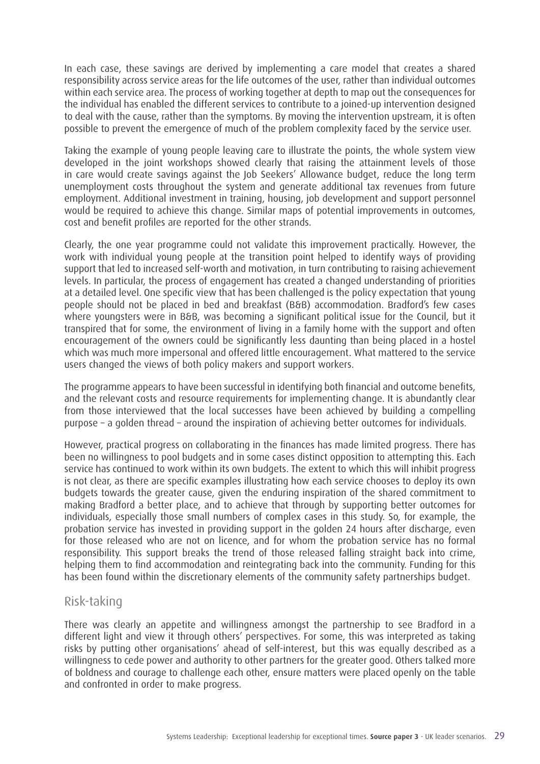In each case, these savings are derived by implementing a care model that creates a shared responsibility across service areas for the life outcomes of the user, rather than individual outcomes within each service area. The process of working together at depth to map out the consequences for the individual has enabled the different services to contribute to a joined-up intervention designed to deal with the cause, rather than the symptoms. By moving the intervention upstream, it is often possible to prevent the emergence of much of the problem complexity faced by the service user.

Taking the example of young people leaving care to illustrate the points, the whole system view developed in the joint workshops showed clearly that raising the attainment levels of those in care would create savings against the Job Seekers' Allowance budget, reduce the long term unemployment costs throughout the system and generate additional tax revenues from future employment. Additional investment in training, housing, job development and support personnel would be required to achieve this change. Similar maps of potential improvements in outcomes, cost and benefit profiles are reported for the other strands.

Clearly, the one year programme could not validate this improvement practically. However, the work with individual young people at the transition point helped to identify ways of providing support that led to increased self-worth and motivation, in turn contributing to raising achievement levels. In particular, the process of engagement has created a changed understanding of priorities at a detailed level. One specific view that has been challenged is the policy expectation that young people should not be placed in bed and breakfast (B&B) accommodation. Bradford's few cases where youngsters were in B&B, was becoming a significant political issue for the Council, but it transpired that for some, the environment of living in a family home with the support and often encouragement of the owners could be significantly less daunting than being placed in a hostel which was much more impersonal and offered little encouragement. What mattered to the service users changed the views of both policy makers and support workers.

The programme appears to have been successful in identifying both financial and outcome benefits, and the relevant costs and resource requirements for implementing change. It is abundantly clear from those interviewed that the local successes have been achieved by building a compelling purpose – a golden thread – around the inspiration of achieving better outcomes for individuals.

However, practical progress on collaborating in the finances has made limited progress. There has been no willingness to pool budgets and in some cases distinct opposition to attempting this. Each service has continued to work within its own budgets. The extent to which this will inhibit progress is not clear, as there are specific examples illustrating how each service chooses to deploy its own budgets towards the greater cause, given the enduring inspiration of the shared commitment to making Bradford a better place, and to achieve that through by supporting better outcomes for individuals, especially those small numbers of complex cases in this study. So, for example, the probation service has invested in providing support in the golden 24 hours after discharge, even for those released who are not on licence, and for whom the probation service has no formal responsibility. This support breaks the trend of those released falling straight back into crime, helping them to find accommodation and reintegrating back into the community. Funding for this has been found within the discretionary elements of the community safety partnerships budget.

## Risk-taking

There was clearly an appetite and willingness amongst the partnership to see Bradford in a different light and view it through others' perspectives. For some, this was interpreted as taking risks by putting other organisations' ahead of self-interest, but this was equally described as a willingness to cede power and authority to other partners for the greater good. Others talked more of boldness and courage to challenge each other, ensure matters were placed openly on the table and confronted in order to make progress.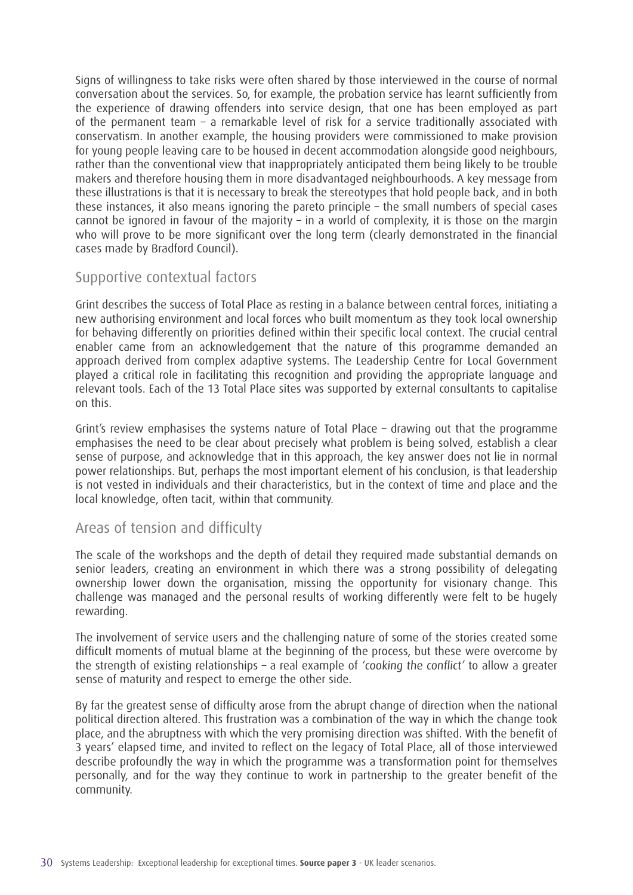Signs of willingness to take risks were often shared by those interviewed in the course of normal conversation about the services. So, for example, the probation service has learnt sufficiently from the experience of drawing offenders into service design, that one has been employed as part of the permanent team – a remarkable level of risk for a service traditionally associated with conservatism. In another example, the housing providers were commissioned to make provision for young people leaving care to be housed in decent accommodation alongside good neighbours, rather than the conventional view that inappropriately anticipated them being likely to be trouble makers and therefore housing them in more disadvantaged neighbourhoods. A key message from these illustrations is that it is necessary to break the stereotypes that hold people back, and in both these instances, it also means ignoring the pareto principle – the small numbers of special cases cannot be ignored in favour of the majority – in a world of complexity, it is those on the margin who will prove to be more significant over the long term (clearly demonstrated in the financial cases made by Bradford Council).

## Supportive contextual factors

Grint describes the success of Total Place as resting in a balance between central forces, initiating a new authorising environment and local forces who built momentum as they took local ownership for behaving differently on priorities defined within their specific local context. The crucial central enabler came from an acknowledgement that the nature of this programme demanded an approach derived from complex adaptive systems. The Leadership Centre for Local Government played a critical role in facilitating this recognition and providing the appropriate language and relevant tools. Each of the 13 Total Place sites was supported by external consultants to capitalise on this.

Grint's review emphasises the systems nature of Total Place – drawing out that the programme emphasises the need to be clear about precisely what problem is being solved, establish a clear sense of purpose, and acknowledge that in this approach, the key answer does not lie in normal power relationships. But, perhaps the most important element of his conclusion, is that leadership is not vested in individuals and their characteristics, but in the context of time and place and the local knowledge, often tacit, within that community.

## Areas of tension and difficulty

The scale of the workshops and the depth of detail they required made substantial demands on senior leaders, creating an environment in which there was a strong possibility of delegating ownership lower down the organisation, missing the opportunity for visionary change. This challenge was managed and the personal results of working differently were felt to be hugely rewarding.

The involvement of service users and the challenging nature of some of the stories created some difficult moments of mutual blame at the beginning of the process, but these were overcome by the strength of existing relationships – a real example of *'cooking the conflict'* to allow a greater sense of maturity and respect to emerge the other side.

By far the greatest sense of difficulty arose from the abrupt change of direction when the national political direction altered. This frustration was a combination of the way in which the change took place, and the abruptness with which the very promising direction was shifted. With the benefit of 3 years' elapsed time, and invited to reflect on the legacy of Total Place, all of those interviewed describe profoundly the way in which the programme was a transformation point for themselves personally, and for the way they continue to work in partnership to the greater benefit of the community.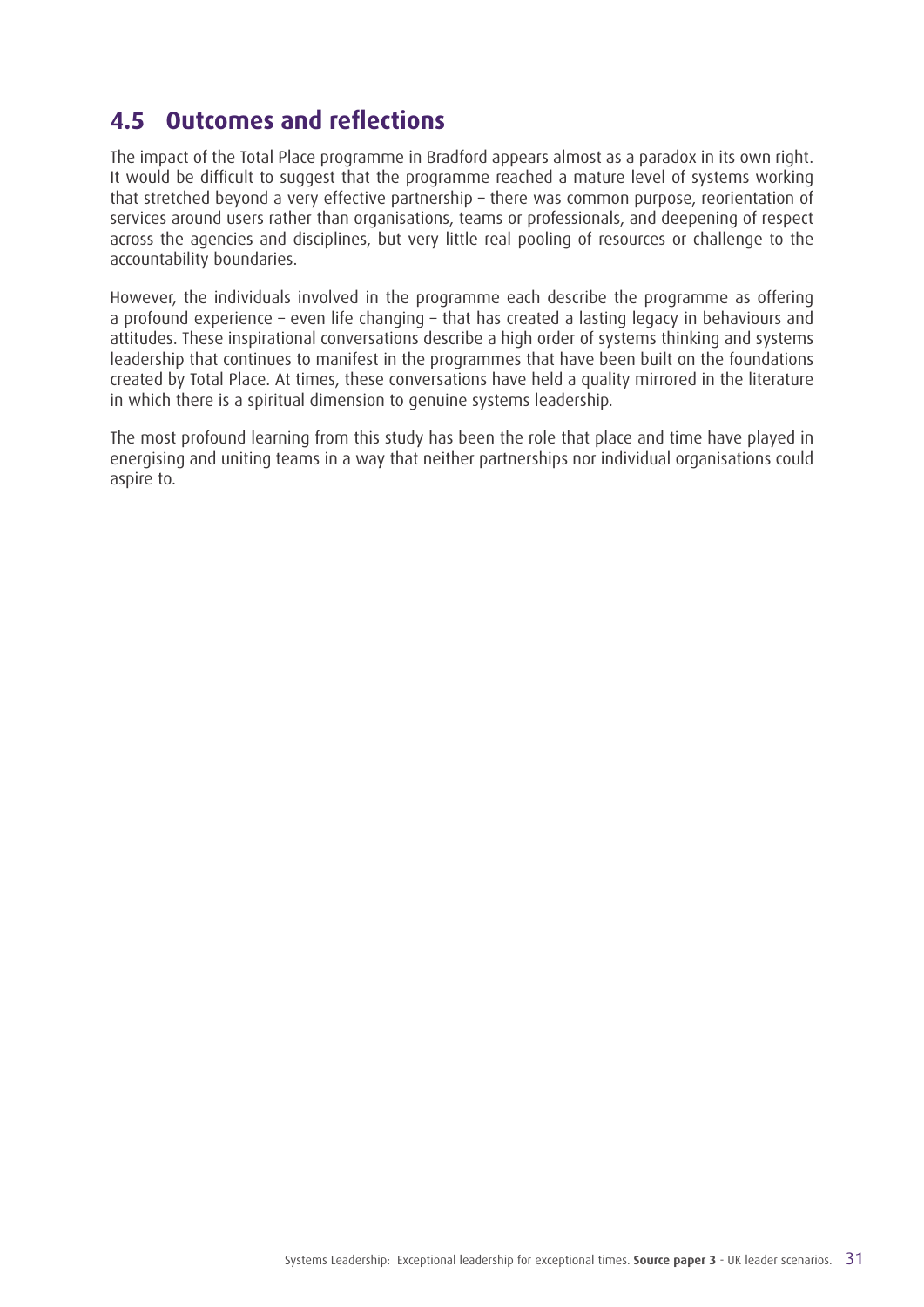## 4.5 Outcomes and reflections

The impact of the Total Place programme in Bradford appears almost as a paradox in its own right. It would be difficult to suggest that the programme reached a mature level of systems working that stretched beyond a very effective partnership – there was common purpose, reorientation of services around users rather than organisations, teams or professionals, and deepening of respect across the agencies and disciplines, but very little real pooling of resources or challenge to the accountability boundaries.

However, the individuals involved in the programme each describe the programme as offering a profound experience – even life changing – that has created a lasting legacy in behaviours and attitudes. These inspirational conversations describe a high order of systems thinking and systems leadership that continues to manifest in the programmes that have been built on the foundations created by Total Place. At times, these conversations have held a quality mirrored in the literature in which there is a spiritual dimension to genuine systems leadership.

The most profound learning from this study has been the role that place and time have played in energising and uniting teams in a way that neither partnerships nor individual organisations could aspire to.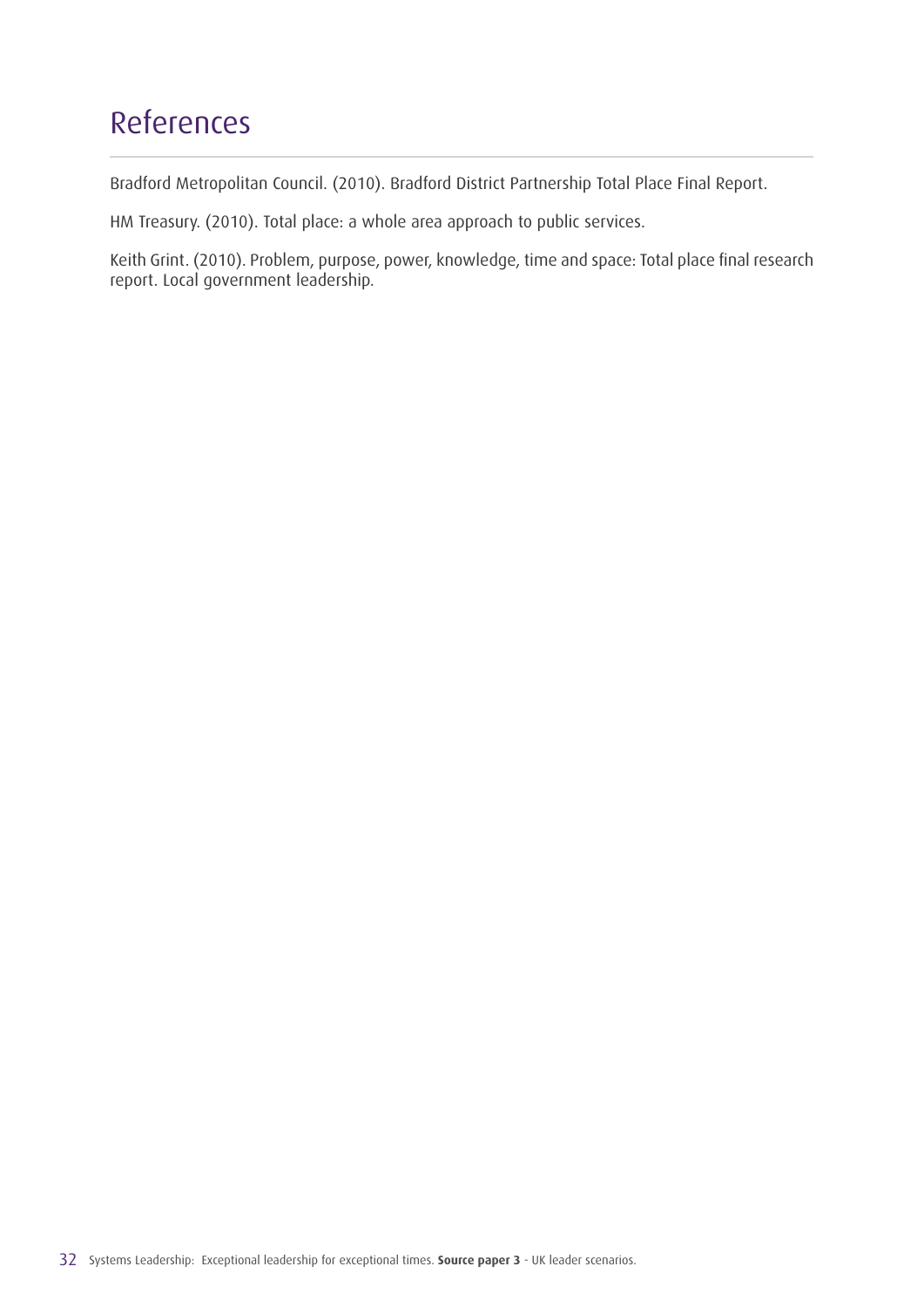# References

Bradford Metropolitan Council. (2010). Bradford District Partnership Total Place Final Report.

HM Treasury. (2010). Total place: a whole area approach to public services.

Keith Grint. (2010). Problem, purpose, power, knowledge, time and space: Total place final research report. Local government leadership.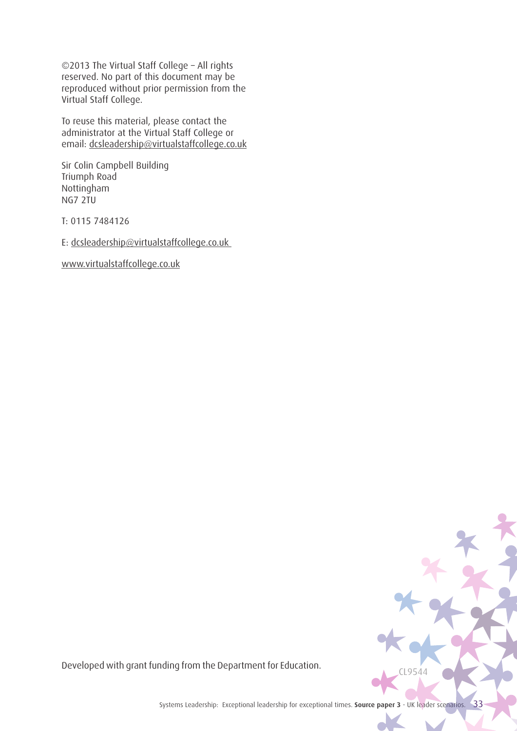©2013 The Virtual Staff College – All rights reserved. No part of this document may be reproduced without prior permission from the Virtual Staff College.

To reuse this material, please contact the administrator at the Virtual Staff College or email: dcsleadership@virtualstaffcollege.co.uk

Sir Colin Campbell Building
Triumph Road
Nottingham
NG7 2TU

T: 0115 7484126

E: dcsleadership@virtualstaffcollege.co.uk

www.virtualstaffcollege.co.uk

Developed with grant funding from the Department for Education.

CL9544